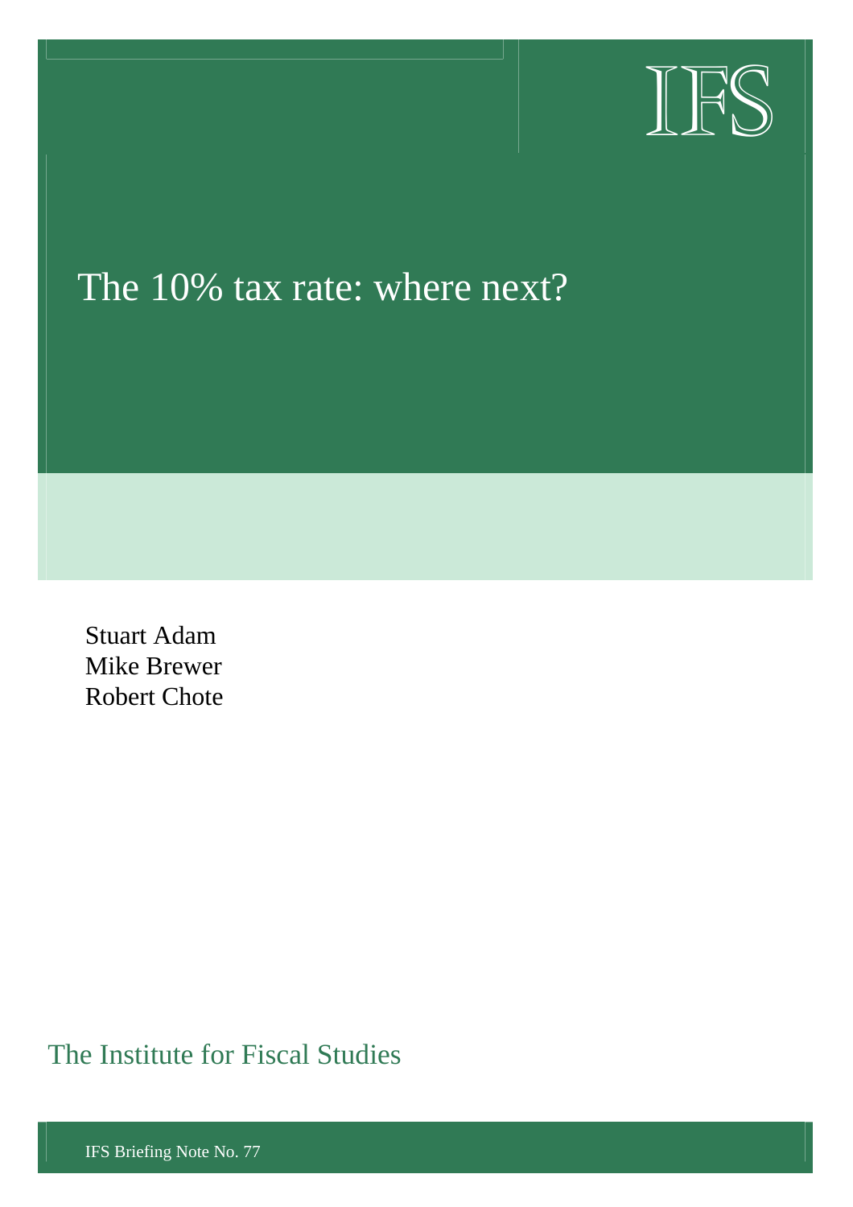IFS

# The 10% tax rate: where next?

Stuart Adam
Mike Brewer
Robert Chote

The Institute for Fiscal Studies

IFS Briefing Note No. 77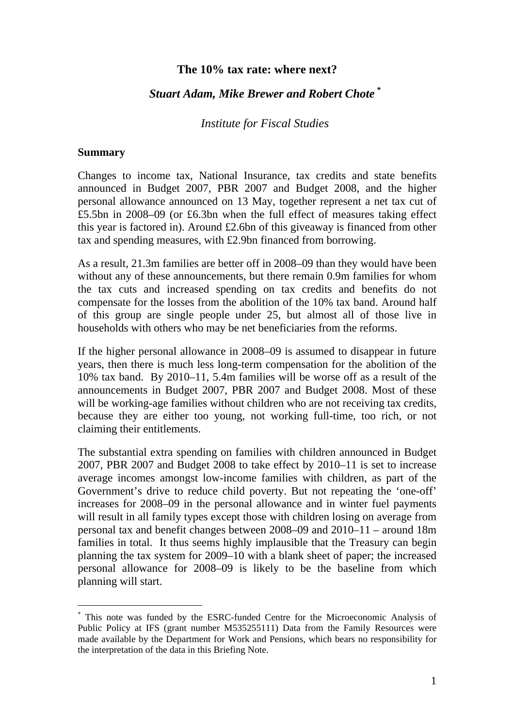# The 10% tax rate: where next?

## *Stuart Adam, Mike Brewer and Robert Chote* [*]

*Institute for Fiscal Studies*

### Summary

Changes to income tax, National Insurance, tax credits and state benefits announced in Budget 2007, PBR 2007 and Budget 2008, and the higher personal allowance announced on 13 May, together represent a net tax cut of £5.5bn in 2008–09 (or £6.3bn when the full effect of measures taking effect this year is factored in). Around £2.6bn of this giveaway is financed from other tax and spending measures, with £2.9bn financed from borrowing.

As a result, 21.3m families are better off in 2008–09 than they would have been without any of these announcements, but there remain 0.9m families for whom the tax cuts and increased spending on tax credits and benefits do not compensate for the losses from the abolition of the 10% tax band. Around half of this group are single people under 25, but almost all of those live in households with others who may be net beneficiaries from the reforms.

If the higher personal allowance in 2008–09 is assumed to disappear in future years, then there is much less long-term compensation for the abolition of the 10% tax band. By 2010–11, 5.4m families will be worse off as a result of the announcements in Budget 2007, PBR 2007 and Budget 2008. Most of these will be working-age families without children who are not receiving tax credits, because they are either too young, not working full-time, too rich, or not claiming their entitlements.

The substantial extra spending on families with children announced in Budget 2007, PBR 2007 and Budget 2008 to take effect by 2010–11 is set to increase average incomes amongst low-income families with children, as part of the Government's drive to reduce child poverty. But not repeating the 'one-off' increases for 2008–09 in the personal allowance and in winter fuel payments will result in all family types except those with children losing on average from personal tax and benefit changes between 2008–09 and 2010–11 – around 18m families in total. It thus seems highly implausible that the Treasury can begin planning the tax system for 2009–10 with a blank sheet of paper; the increased personal allowance for 2008–09 is likely to be the baseline from which planning will start.

---

[*] This note was funded by the ESRC-funded Centre for the Microeconomic Analysis of Public Policy at IFS (grant number M535255111) Data from the Family Resources were made available by the Department for Work and Pensions, which bears no responsibility for the interpretation of the data in this Briefing Note.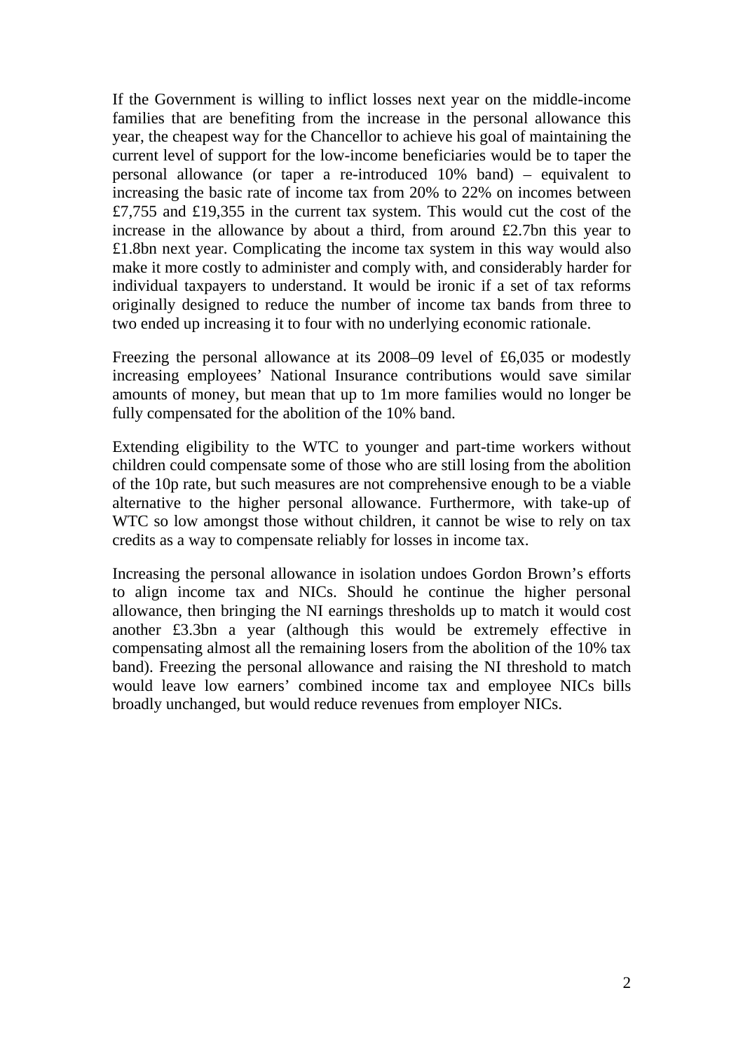If the Government is willing to inflict losses next year on the middle-income families that are benefiting from the increase in the personal allowance this year, the cheapest way for the Chancellor to achieve his goal of maintaining the current level of support for the low-income beneficiaries would be to taper the personal allowance (or taper a re-introduced 10% band) – equivalent to increasing the basic rate of income tax from 20% to 22% on incomes between £7,755 and £19,355 in the current tax system. This would cut the cost of the increase in the allowance by about a third, from around £2.7bn this year to £1.8bn next year. Complicating the income tax system in this way would also make it more costly to administer and comply with, and considerably harder for individual taxpayers to understand. It would be ironic if a set of tax reforms originally designed to reduce the number of income tax bands from three to two ended up increasing it to four with no underlying economic rationale.

Freezing the personal allowance at its 2008–09 level of £6,035 or modestly increasing employees' National Insurance contributions would save similar amounts of money, but mean that up to 1m more families would no longer be fully compensated for the abolition of the 10% band.

Extending eligibility to the WTC to younger and part-time workers without children could compensate some of those who are still losing from the abolition of the 10p rate, but such measures are not comprehensive enough to be a viable alternative to the higher personal allowance. Furthermore, with take-up of WTC so low amongst those without children, it cannot be wise to rely on tax credits as a way to compensate reliably for losses in income tax.

Increasing the personal allowance in isolation undoes Gordon Brown's efforts to align income tax and NICs. Should he continue the higher personal allowance, then bringing the NI earnings thresholds up to match it would cost another £3.3bn a year (although this would be extremely effective in compensating almost all the remaining losers from the abolition of the 10% tax band). Freezing the personal allowance and raising the NI threshold to match would leave low earners' combined income tax and employee NICs bills broadly unchanged, but would reduce revenues from employer NICs.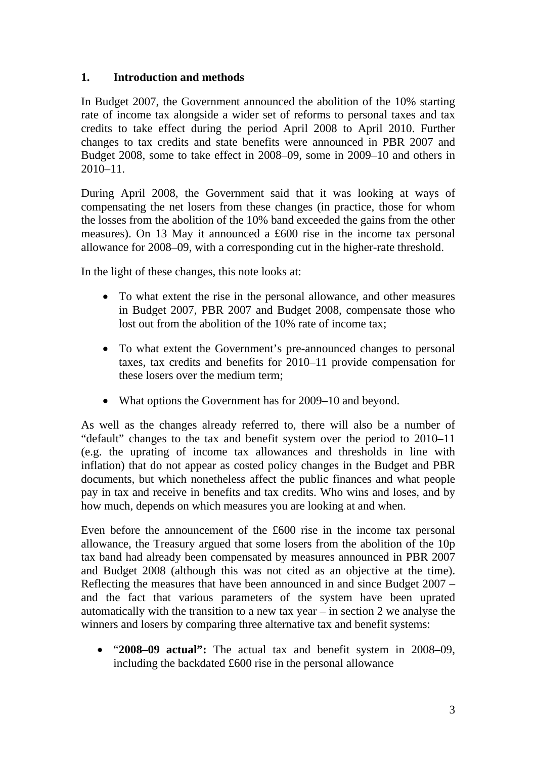## 1. Introduction and methods

In Budget 2007, the Government announced the abolition of the 10% starting rate of income tax alongside a wider set of reforms to personal taxes and tax credits to take effect during the period April 2008 to April 2010. Further changes to tax credits and state benefits were announced in PBR 2007 and Budget 2008, some to take effect in 2008–09, some in 2009–10 and others in 2010–11.

During April 2008, the Government said that it was looking at ways of compensating the net losers from these changes (in practice, those for whom the losses from the abolition of the 10% band exceeded the gains from the other measures). On 13 May it announced a £600 rise in the income tax personal allowance for 2008–09, with a corresponding cut in the higher-rate threshold.

In the light of these changes, this note looks at:

- To what extent the rise in the personal allowance, and other measures in Budget 2007, PBR 2007 and Budget 2008, compensate those who lost out from the abolition of the 10% rate of income tax;
- To what extent the Government's pre-announced changes to personal taxes, tax credits and benefits for 2010–11 provide compensation for these losers over the medium term;
- What options the Government has for 2009–10 and beyond.

As well as the changes already referred to, there will also be a number of "default" changes to the tax and benefit system over the period to 2010–11 (e.g. the uprating of income tax allowances and thresholds in line with inflation) that do not appear as costed policy changes in the Budget and PBR documents, but which nonetheless affect the public finances and what people pay in tax and receive in benefits and tax credits. Who wins and loses, and by how much, depends on which measures you are looking at and when.

Even before the announcement of the £600 rise in the income tax personal allowance, the Treasury argued that some losers from the abolition of the 10p tax band had already been compensated by measures announced in PBR 2007 and Budget 2008 (although this was not cited as an objective at the time). Reflecting the measures that have been announced in and since Budget 2007 – and the fact that various parameters of the system have been uprated automatically with the transition to a new tax year – in section 2 we analyse the winners and losers by comparing three alternative tax and benefit systems:

- "**2008–09 actual":** The actual tax and benefit system in 2008–09, including the backdated £600 rise in the personal allowance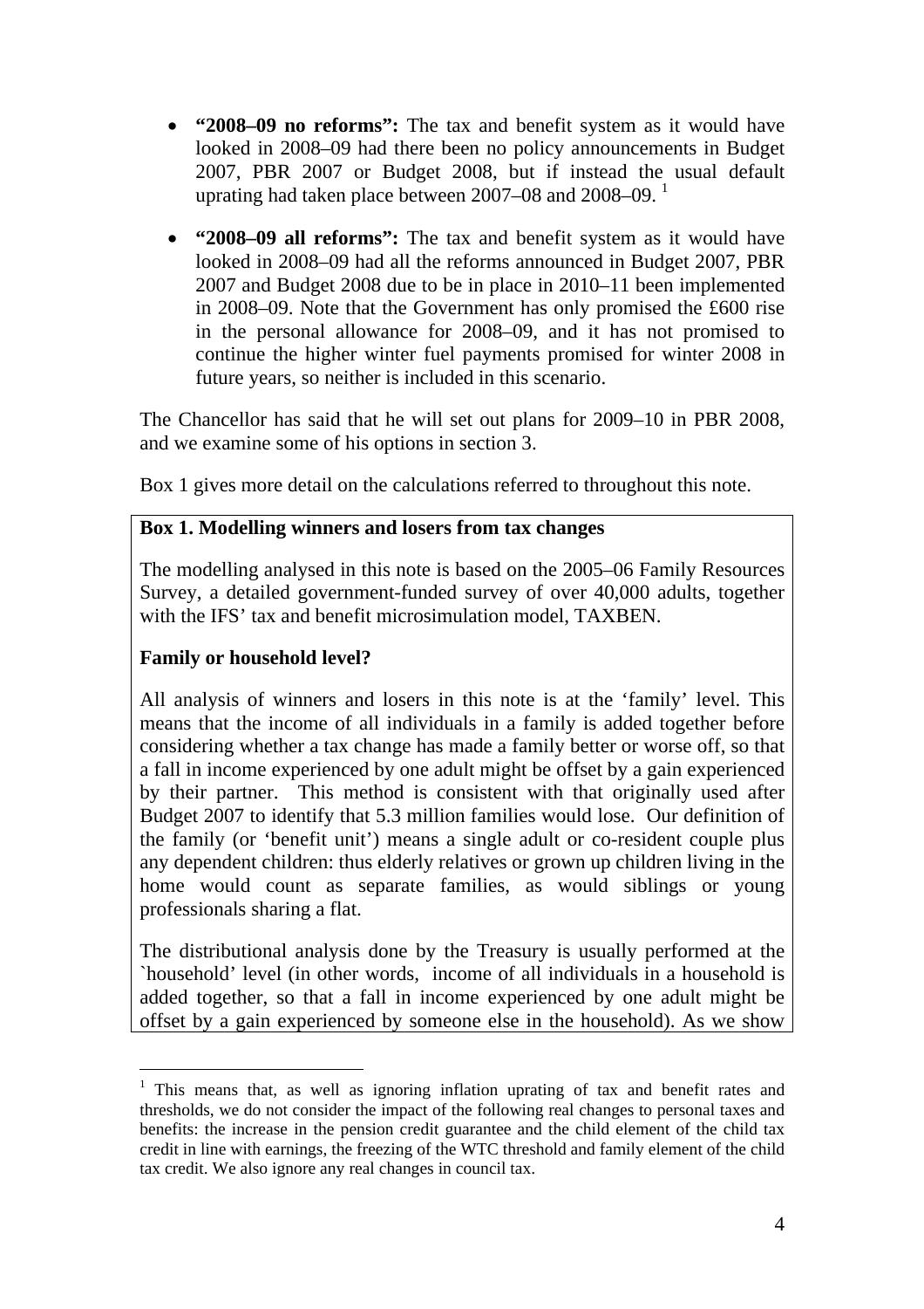- **"2008–09 no reforms":** The tax and benefit system as it would have looked in 2008–09 had there been no policy announcements in Budget 2007, PBR 2007 or Budget 2008, but if instead the usual default uprating had taken place between 2007–08 and 2008–09. [1]

- **"2008–09 all reforms":** The tax and benefit system as it would have looked in 2008–09 had all the reforms announced in Budget 2007, PBR 2007 and Budget 2008 due to be in place in 2010–11 been implemented in 2008–09. Note that the Government has only promised the £600 rise in the personal allowance for 2008–09, and it has not promised to continue the higher winter fuel payments promised for winter 2008 in future years, so neither is included in this scenario.

The Chancellor has said that he will set out plans for 2009–10 in PBR 2008, and we examine some of his options in section 3.

Box 1 gives more detail on the calculations referred to throughout this note.

**Box 1. Modelling winners and losers from tax changes**

The modelling analysed in this note is based on the 2005–06 Family Resources Survey, a detailed government-funded survey of over 40,000 adults, together with the IFS' tax and benefit microsimulation model, TAXBEN.

**Family or household level?**

All analysis of winners and losers in this note is at the 'family' level. This means that the income of all individuals in a family is added together before considering whether a tax change has made a family better or worse off, so that a fall in income experienced by one adult might be offset by a gain experienced by their partner. This method is consistent with that originally used after Budget 2007 to identify that 5.3 million families would lose. Our definition of the family (or 'benefit unit') means a single adult or co-resident couple plus any dependent children: thus elderly relatives or grown up children living in the home would count as separate families, as would siblings or young professionals sharing a flat.

The distributional analysis done by the Treasury is usually performed at the `household' level (in other words, income of all individuals in a household is added together, so that a fall in income experienced by one adult might be offset by a gain experienced by someone else in the household). As we show

[1] This means that, as well as ignoring inflation uprating of tax and benefit rates and thresholds, we do not consider the impact of the following real changes to personal taxes and benefits: the increase in the pension credit guarantee and the child element of the child tax credit in line with earnings, the freezing of the WTC threshold and family element of the child tax credit. We also ignore any real changes in council tax.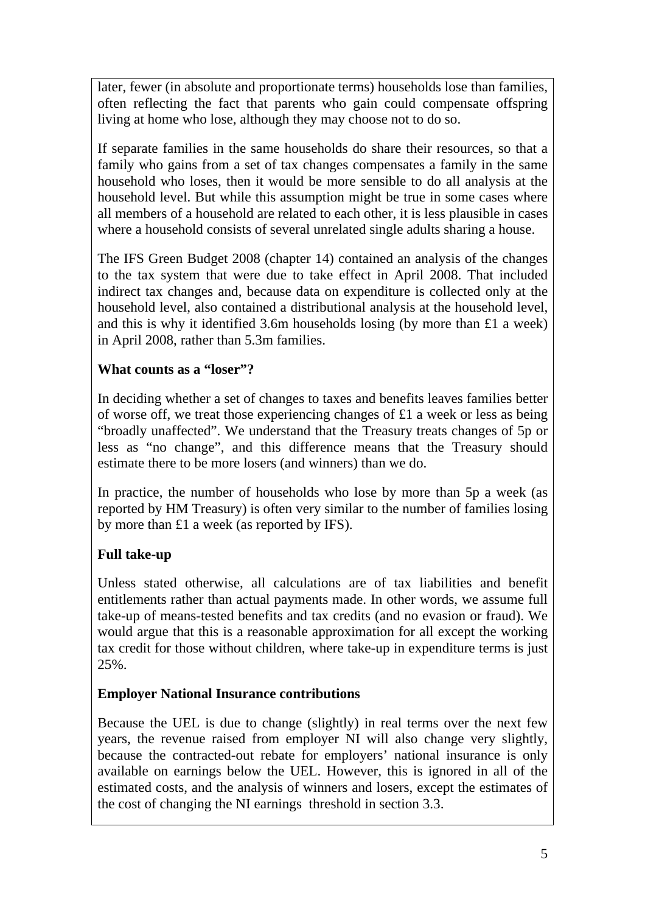later, fewer (in absolute and proportionate terms) households lose than families, often reflecting the fact that parents who gain could compensate offspring living at home who lose, although they may choose not to do so.

If separate families in the same households do share their resources, so that a family who gains from a set of tax changes compensates a family in the same household who loses, then it would be more sensible to do all analysis at the household level. But while this assumption might be true in some cases where all members of a household are related to each other, it is less plausible in cases where a household consists of several unrelated single adults sharing a house.

The IFS Green Budget 2008 (chapter 14) contained an analysis of the changes to the tax system that were due to take effect in April 2008. That included indirect tax changes and, because data on expenditure is collected only at the household level, also contained a distributional analysis at the household level, and this is why it identified 3.6m households losing (by more than £1 a week) in April 2008, rather than 5.3m families.

**What counts as a "loser"?**

In deciding whether a set of changes to taxes and benefits leaves families better of worse off, we treat those experiencing changes of £1 a week or less as being "broadly unaffected". We understand that the Treasury treats changes of 5p or less as "no change", and this difference means that the Treasury should estimate there to be more losers (and winners) than we do.

In practice, the number of households who lose by more than 5p a week (as reported by HM Treasury) is often very similar to the number of families losing by more than £1 a week (as reported by IFS).

**Full take-up**

Unless stated otherwise, all calculations are of tax liabilities and benefit entitlements rather than actual payments made. In other words, we assume full take-up of means-tested benefits and tax credits (and no evasion or fraud). We would argue that this is a reasonable approximation for all except the working tax credit for those without children, where take-up in expenditure terms is just 25%.

**Employer National Insurance contributions**

Because the UEL is due to change (slightly) in real terms over the next few years, the revenue raised from employer NI will also change very slightly, because the contracted-out rebate for employers' national insurance is only available on earnings below the UEL. However, this is ignored in all of the estimated costs, and the analysis of winners and losers, except the estimates of the cost of changing the NI earnings threshold in section 3.3.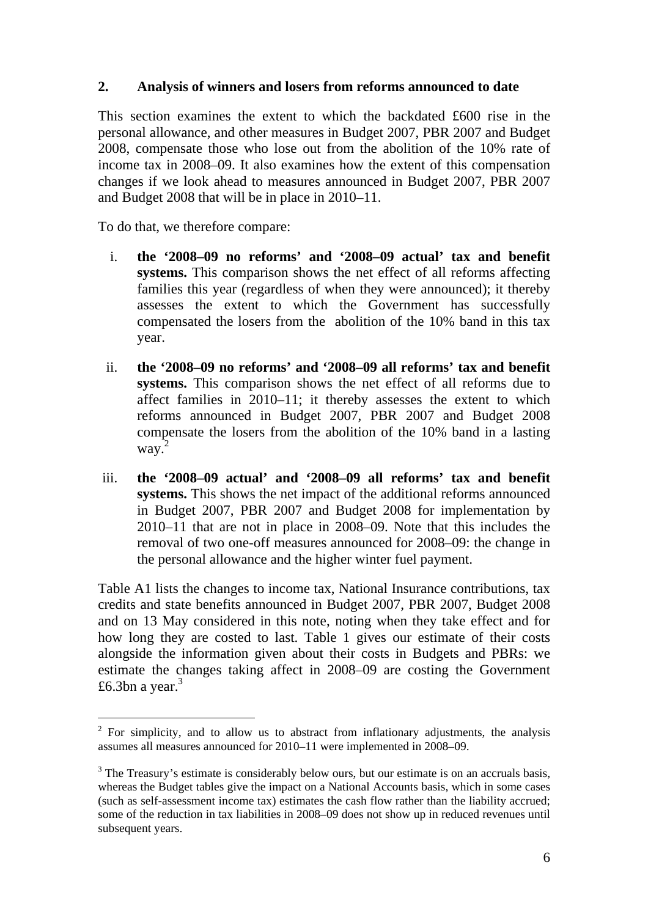## 2. Analysis of winners and losers from reforms announced to date

This section examines the extent to which the backdated £600 rise in the personal allowance, and other measures in Budget 2007, PBR 2007 and Budget 2008, compensate those who lose out from the abolition of the 10% rate of income tax in 2008–09. It also examines how the extent of this compensation changes if we look ahead to measures announced in Budget 2007, PBR 2007 and Budget 2008 that will be in place in 2010–11.

To do that, we therefore compare:

i. **the '2008–09 no reforms' and '2008–09 actual' tax and benefit systems.** This comparison shows the net effect of all reforms affecting families this year (regardless of when they were announced); it thereby assesses the extent to which the Government has successfully compensated the losers from the abolition of the 10% band in this tax year.

ii. **the '2008–09 no reforms' and '2008–09 all reforms' tax and benefit systems.** This comparison shows the net effect of all reforms due to affect families in 2010–11; it thereby assesses the extent to which reforms announced in Budget 2007, PBR 2007 and Budget 2008 compensate the losers from the abolition of the 10% band in a lasting way.[2]

iii. **the '2008–09 actual' and '2008–09 all reforms' tax and benefit systems.** This shows the net impact of the additional reforms announced in Budget 2007, PBR 2007 and Budget 2008 for implementation by 2010–11 that are not in place in 2008–09. Note that this includes the removal of two one-off measures announced for 2008–09: the change in the personal allowance and the higher winter fuel payment.

Table A1 lists the changes to income tax, National Insurance contributions, tax credits and state benefits announced in Budget 2007, PBR 2007, Budget 2008 and on 13 May considered in this note, noting when they take effect and for how long they are costed to last. Table 1 gives our estimate of their costs alongside the information given about their costs in Budgets and PBRs: we estimate the changes taking affect in 2008–09 are costing the Government £6.3bn a year.[3]

---

[2] For simplicity, and to allow us to abstract from inflationary adjustments, the analysis assumes all measures announced for 2010–11 were implemented in 2008–09.

[3] The Treasury's estimate is considerably below ours, but our estimate is on an accruals basis, whereas the Budget tables give the impact on a National Accounts basis, which in some cases (such as self-assessment income tax) estimates the cash flow rather than the liability accrued; some of the reduction in tax liabilities in 2008–09 does not show up in reduced revenues until subsequent years.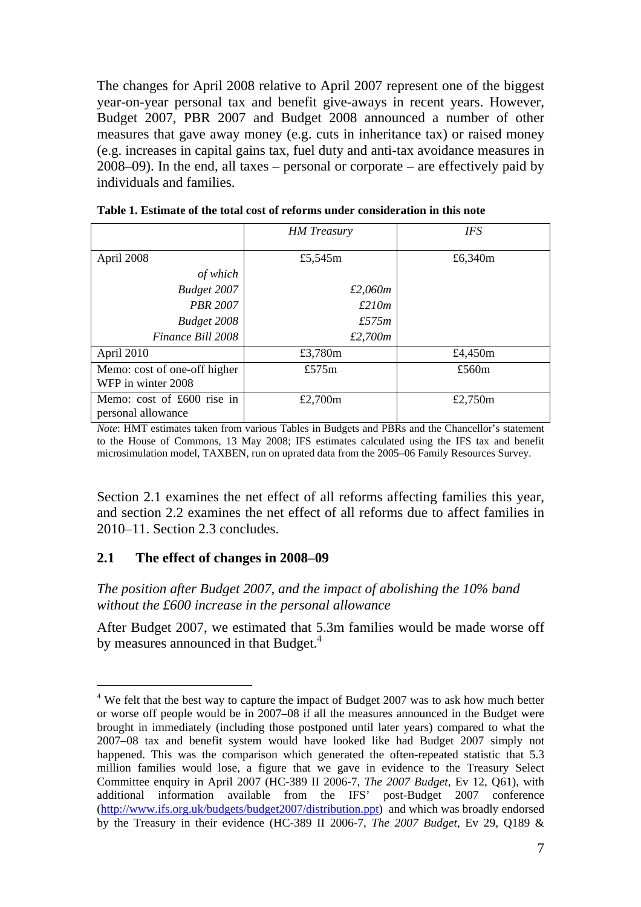The changes for April 2008 relative to April 2007 represent one of the biggest year-on-year personal tax and benefit give-aways in recent years. However, Budget 2007, PBR 2007 and Budget 2008 announced a number of other measures that gave away money (e.g. cuts in inheritance tax) or raised money (e.g. increases in capital gains tax, fuel duty and anti-tax avoidance measures in 2008–09). In the end, all taxes – personal or corporate – are effectively paid by individuals and families.

**Table 1. Estimate of the total cost of reforms under consideration in this note**

| | *HM Treasury* | *IFS* |
|---|---|---|
| April 2008 | £5,545m | £6,340m |
| *of which* | | |
| *Budget 2007* | *£2,060m* | |
| *PBR 2007* | *£210m* | |
| *Budget 2008* | *£575m* | |
| *Finance Bill 2008* | *£2,700m* | |
| April 2010 | £3,780m | £4,450m |
| Memo: cost of one-off higher WFP in winter 2008 | £575m | £560m |
| Memo: cost of £600 rise in personal allowance | £2,700m | £2,750m |

*Note*: HMT estimates taken from various Tables in Budgets and PBRs and the Chancellor's statement to the House of Commons, 13 May 2008; IFS estimates calculated using the IFS tax and benefit microsimulation model, TAXBEN, run on uprated data from the 2005–06 Family Resources Survey.

Section 2.1 examines the net effect of all reforms affecting families this year, and section 2.2 examines the net effect of all reforms due to affect families in 2010–11. Section 2.3 concludes.

## 2.1 The effect of changes in 2008–09

*The position after Budget 2007, and the impact of abolishing the 10% band without the £600 increase in the personal allowance*

After Budget 2007, we estimated that 5.3m families would be made worse off by measures announced in that Budget.[4]

[4] We felt that the best way to capture the impact of Budget 2007 was to ask how much better or worse off people would be in 2007–08 if all the measures announced in the Budget were brought in immediately (including those postponed until later years) compared to what the 2007–08 tax and benefit system would have looked like had Budget 2007 simply not happened. This was the comparison which generated the often-repeated statistic that 5.3 million families would lose, a figure that we gave in evidence to the Treasury Select Committee enquiry in April 2007 (HC-389 II 2006-7, *The 2007 Budget*, Ev 12, Q61), with additional information available from the IFS' post-Budget 2007 conference (http://www.ifs.org.uk/budgets/budget2007/distribution.ppt) and which was broadly endorsed by the Treasury in their evidence (HC-389 II 2006-7, *The 2007 Budget*, Ev 29, Q189 &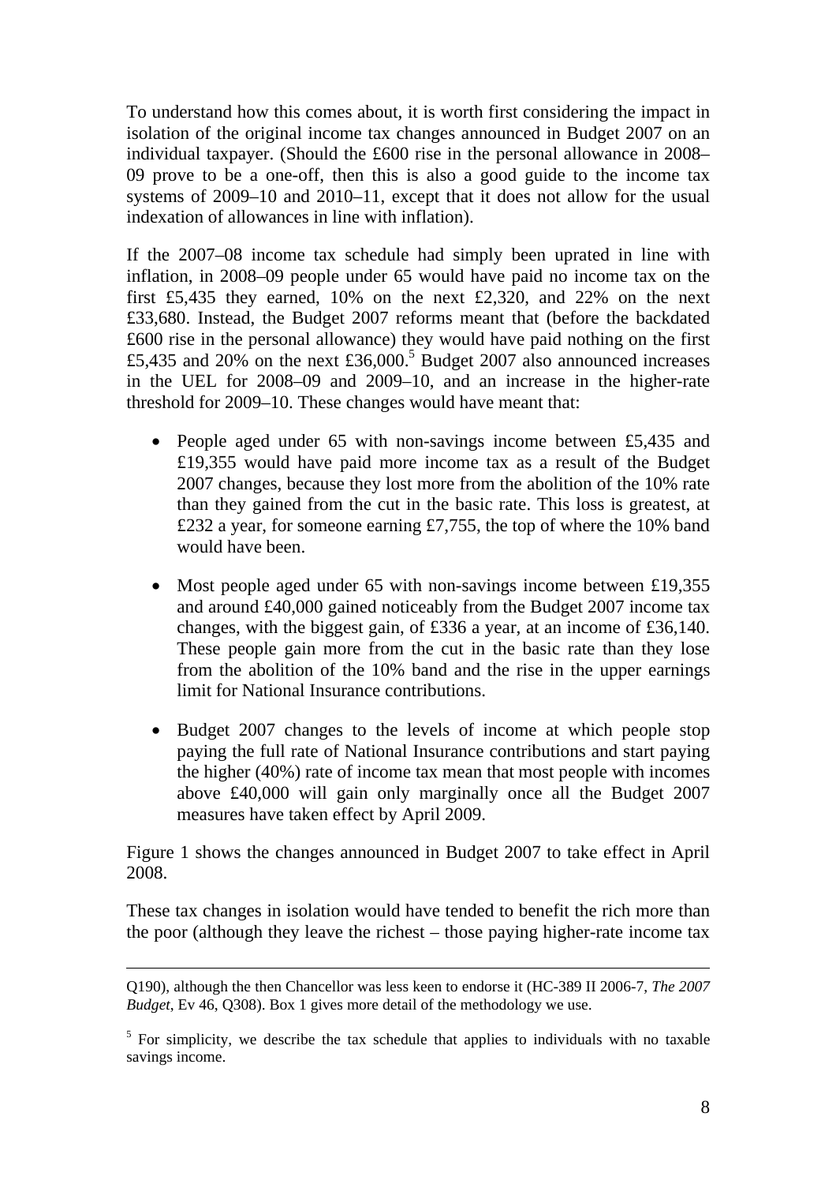To understand how this comes about, it is worth first considering the impact in isolation of the original income tax changes announced in Budget 2007 on an individual taxpayer. (Should the £600 rise in the personal allowance in 2008–09 prove to be a one-off, then this is also a good guide to the income tax systems of 2009–10 and 2010–11, except that it does not allow for the usual indexation of allowances in line with inflation).

If the 2007–08 income tax schedule had simply been uprated in line with inflation, in 2008–09 people under 65 would have paid no income tax on the first £5,435 they earned, 10% on the next £2,320, and 22% on the next £33,680. Instead, the Budget 2007 reforms meant that (before the backdated £600 rise in the personal allowance) they would have paid nothing on the first £5,435 and 20% on the next £36,000.[5] Budget 2007 also announced increases in the UEL for 2008–09 and 2009–10, and an increase in the higher-rate threshold for 2009–10. These changes would have meant that:

- People aged under 65 with non-savings income between £5,435 and £19,355 would have paid more income tax as a result of the Budget 2007 changes, because they lost more from the abolition of the 10% rate than they gained from the cut in the basic rate. This loss is greatest, at £232 a year, for someone earning £7,755, the top of where the 10% band would have been.
- Most people aged under 65 with non-savings income between £19,355 and around £40,000 gained noticeably from the Budget 2007 income tax changes, with the biggest gain, of £336 a year, at an income of £36,140. These people gain more from the cut in the basic rate than they lose from the abolition of the 10% band and the rise in the upper earnings limit for National Insurance contributions.
- Budget 2007 changes to the levels of income at which people stop paying the full rate of National Insurance contributions and start paying the higher (40%) rate of income tax mean that most people with incomes above £40,000 will gain only marginally once all the Budget 2007 measures have taken effect by April 2009.

Figure 1 shows the changes announced in Budget 2007 to take effect in April 2008.

These tax changes in isolation would have tended to benefit the rich more than the poor (although they leave the richest – those paying higher-rate income tax

---

Q190), although the then Chancellor was less keen to endorse it (HC-389 II 2006-7, *The 2007 Budget*, Ev 46, Q308). Box 1 gives more detail of the methodology we use.

[5] For simplicity, we describe the tax schedule that applies to individuals with no taxable savings income.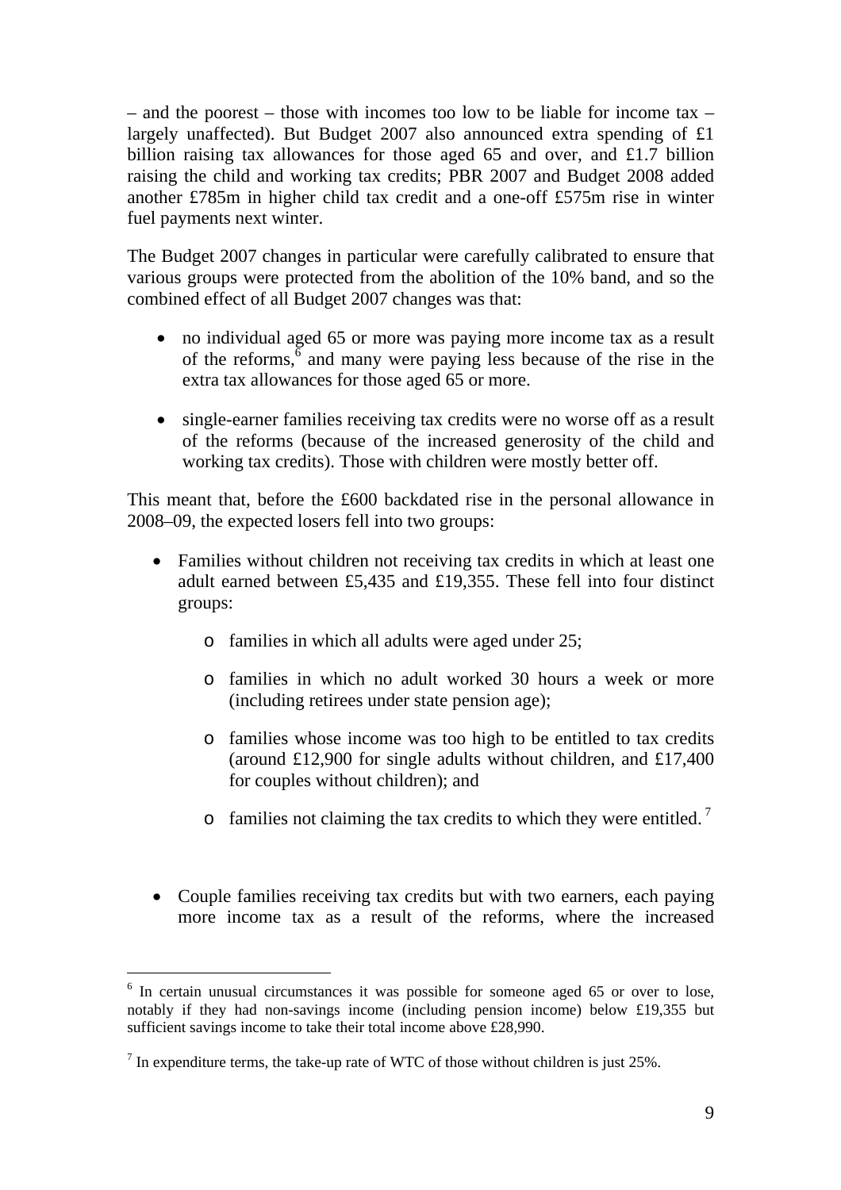– and the poorest – those with incomes too low to be liable for income tax – largely unaffected). But Budget 2007 also announced extra spending of £1 billion raising tax allowances for those aged 65 and over, and £1.7 billion raising the child and working tax credits; PBR 2007 and Budget 2008 added another £785m in higher child tax credit and a one-off £575m rise in winter fuel payments next winter.

The Budget 2007 changes in particular were carefully calibrated to ensure that various groups were protected from the abolition of the 10% band, and so the combined effect of all Budget 2007 changes was that:

- no individual aged 65 or more was paying more income tax as a result of the reforms,[6] and many were paying less because of the rise in the extra tax allowances for those aged 65 or more.
- single-earner families receiving tax credits were no worse off as a result of the reforms (because of the increased generosity of the child and working tax credits). Those with children were mostly better off.

This meant that, before the £600 backdated rise in the personal allowance in 2008–09, the expected losers fell into two groups:

- Families without children not receiving tax credits in which at least one adult earned between £5,435 and £19,355. These fell into four distinct groups:
  - families in which all adults were aged under 25;
  - families in which no adult worked 30 hours a week or more (including retirees under state pension age);
  - families whose income was too high to be entitled to tax credits (around £12,900 for single adults without children, and £17,400 for couples without children); and
  - families not claiming the tax credits to which they were entitled.[7]
- Couple families receiving tax credits but with two earners, each paying more income tax as a result of the reforms, where the increased

[6] In certain unusual circumstances it was possible for someone aged 65 or over to lose, notably if they had non-savings income (including pension income) below £19,355 but sufficient savings income to take their total income above £28,990.

[7] In expenditure terms, the take-up rate of WTC of those without children is just 25%.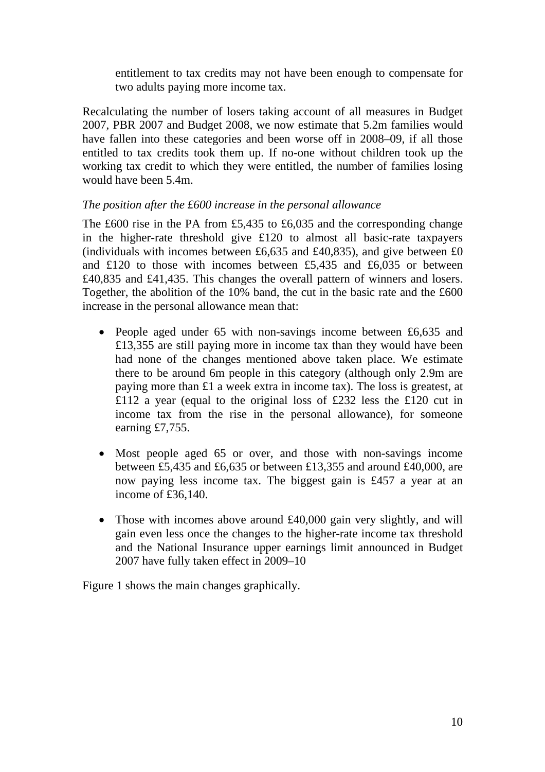entitlement to tax credits may not have been enough to compensate for two adults paying more income tax.

Recalculating the number of losers taking account of all measures in Budget 2007, PBR 2007 and Budget 2008, we now estimate that 5.2m families would have fallen into these categories and been worse off in 2008–09, if all those entitled to tax credits took them up. If no-one without children took up the working tax credit to which they were entitled, the number of families losing would have been 5.4m.

*The position after the £600 increase in the personal allowance*

The £600 rise in the PA from £5,435 to £6,035 and the corresponding change in the higher-rate threshold give £120 to almost all basic-rate taxpayers (individuals with incomes between £6,635 and £40,835), and give between £0 and £120 to those with incomes between £5,435 and £6,035 or between £40,835 and £41,435. This changes the overall pattern of winners and losers. Together, the abolition of the 10% band, the cut in the basic rate and the £600 increase in the personal allowance mean that:

- People aged under 65 with non-savings income between £6,635 and £13,355 are still paying more in income tax than they would have been had none of the changes mentioned above taken place. We estimate there to be around 6m people in this category (although only 2.9m are paying more than £1 a week extra in income tax). The loss is greatest, at £112 a year (equal to the original loss of £232 less the £120 cut in income tax from the rise in the personal allowance), for someone earning £7,755.

- Most people aged 65 or over, and those with non-savings income between £5,435 and £6,635 or between £13,355 and around £40,000, are now paying less income tax. The biggest gain is £457 a year at an income of £36,140.

- Those with incomes above around £40,000 gain very slightly, and will gain even less once the changes to the higher-rate income tax threshold and the National Insurance upper earnings limit announced in Budget 2007 have fully taken effect in 2009–10

Figure 1 shows the main changes graphically.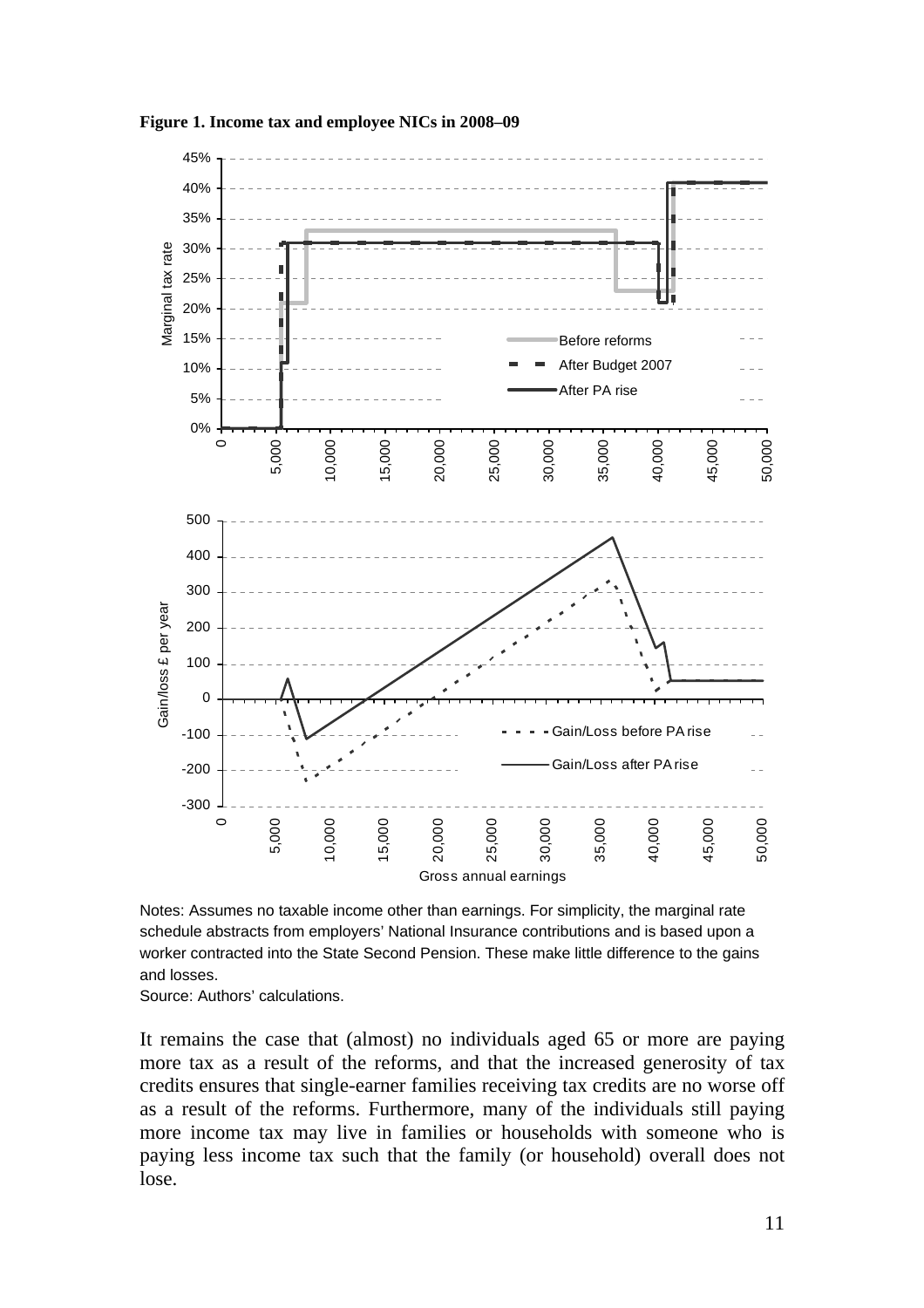**Figure 1. Income tax and employee NICs in 2008–09**

Notes: Assumes no taxable income other than earnings. For simplicity, the marginal rate schedule abstracts from employers' National Insurance contributions and is based upon a worker contracted into the State Second Pension. These make little difference to the gains and losses.

Source: Authors' calculations.

It remains the case that (almost) no individuals aged 65 or more are paying more tax as a result of the reforms, and that the increased generosity of tax credits ensures that single-earner families receiving tax credits are no worse off as a result of the reforms. Furthermore, many of the individuals still paying more income tax may live in families or households with someone who is paying less income tax such that the family (or household) overall does not lose.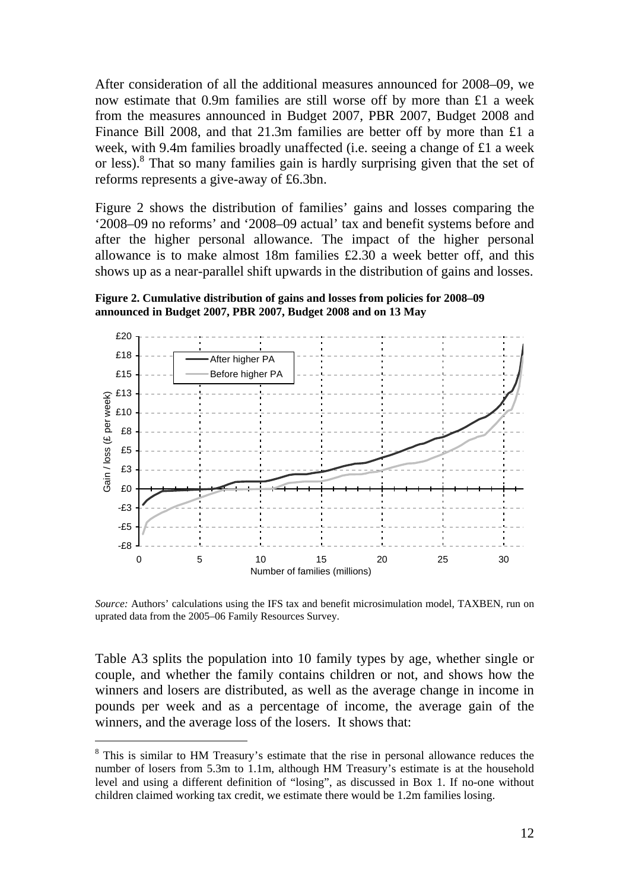After consideration of all the additional measures announced for 2008–09, we now estimate that 0.9m families are still worse off by more than £1 a week from the measures announced in Budget 2007, PBR 2007, Budget 2008 and Finance Bill 2008, and that 21.3m families are better off by more than £1 a week, with 9.4m families broadly unaffected (i.e. seeing a change of £1 a week or less).[8] That so many families gain is hardly surprising given that the set of reforms represents a give-away of £6.3bn.

Figure 2 shows the distribution of families' gains and losses comparing the '2008–09 no reforms' and '2008–09 actual' tax and benefit systems before and after the higher personal allowance. The impact of the higher personal allowance is to make almost 18m families £2.30 a week better off, and this shows up as a near-parallel shift upwards in the distribution of gains and losses.

**Figure 2. Cumulative distribution of gains and losses from policies for 2008–09 announced in Budget 2007, PBR 2007, Budget 2008 and on 13 May**

*Source:* Authors' calculations using the IFS tax and benefit microsimulation model, TAXBEN, run on uprated data from the 2005–06 Family Resources Survey.

Table A3 splits the population into 10 family types by age, whether single or couple, and whether the family contains children or not, and shows how the winners and losers are distributed, as well as the average change in income in pounds per week and as a percentage of income, the average gain of the winners, and the average loss of the losers. It shows that:

[8] This is similar to HM Treasury's estimate that the rise in personal allowance reduces the number of losers from 5.3m to 1.1m, although HM Treasury's estimate is at the household level and using a different definition of "losing", as discussed in Box 1. If no-one without children claimed working tax credit, we estimate there would be 1.2m families losing.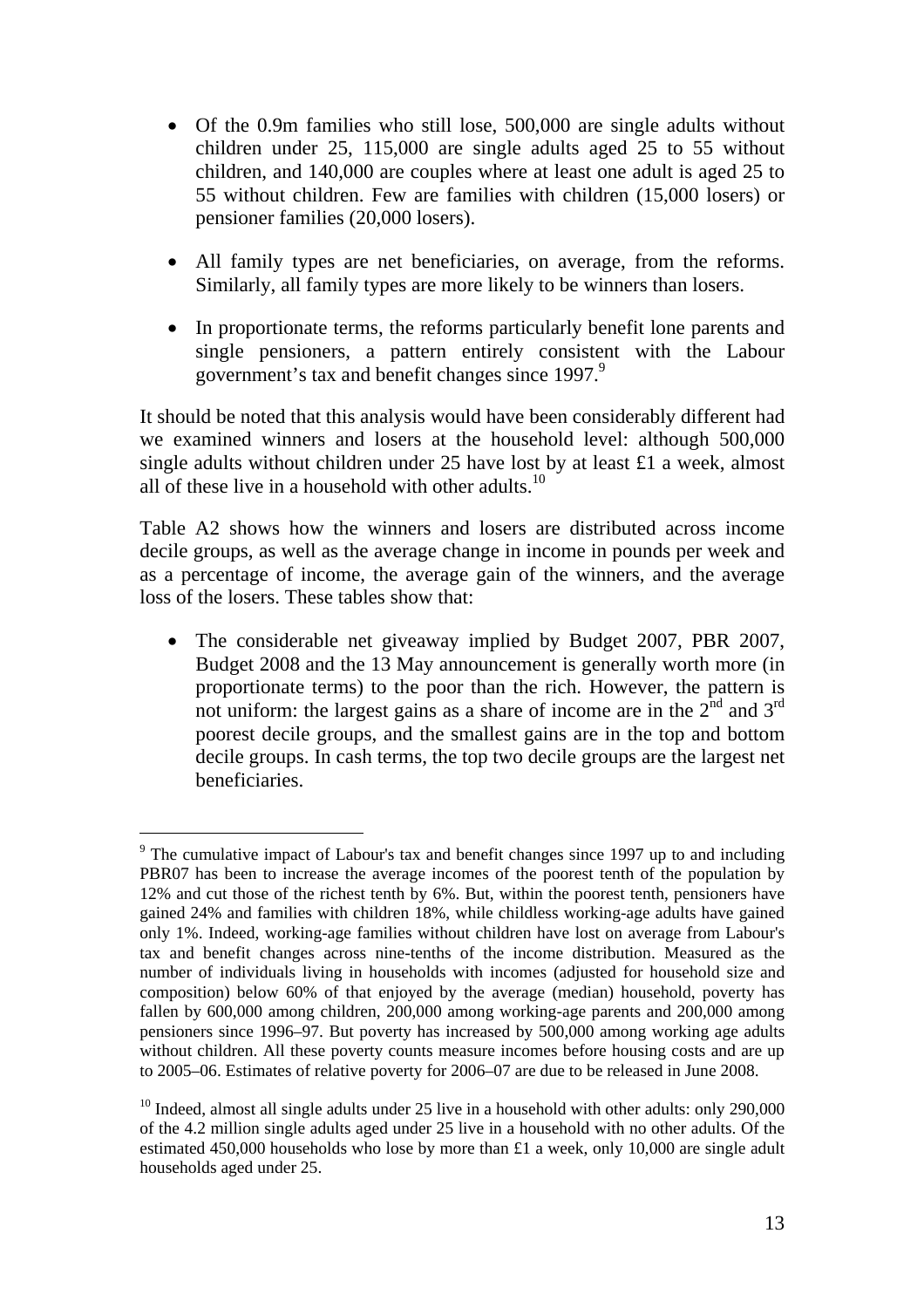- Of the 0.9m families who still lose, 500,000 are single adults without children under 25, 115,000 are single adults aged 25 to 55 without children, and 140,000 are couples where at least one adult is aged 25 to 55 without children. Few are families with children (15,000 losers) or pensioner families (20,000 losers).

- All family types are net beneficiaries, on average, from the reforms. Similarly, all family types are more likely to be winners than losers.

- In proportionate terms, the reforms particularly benefit lone parents and single pensioners, a pattern entirely consistent with the Labour government's tax and benefit changes since 1997.[9]

It should be noted that this analysis would have been considerably different had we examined winners and losers at the household level: although 500,000 single adults without children under 25 have lost by at least £1 a week, almost all of these live in a household with other adults.[10]

Table A2 shows how the winners and losers are distributed across income decile groups, as well as the average change in income in pounds per week and as a percentage of income, the average gain of the winners, and the average loss of the losers. These tables show that:

- The considerable net giveaway implied by Budget 2007, PBR 2007, Budget 2008 and the 13 May announcement is generally worth more (in proportionate terms) to the poor than the rich. However, the pattern is not uniform: the largest gains as a share of income are in the 2nd and 3rd poorest decile groups, and the smallest gains are in the top and bottom decile groups. In cash terms, the top two decile groups are the largest net beneficiaries.

---

[9] The cumulative impact of Labour's tax and benefit changes since 1997 up to and including PBR07 has been to increase the average incomes of the poorest tenth of the population by 12% and cut those of the richest tenth by 6%. But, within the poorest tenth, pensioners have gained 24% and families with children 18%, while childless working-age adults have gained only 1%. Indeed, working-age families without children have lost on average from Labour's tax and benefit changes across nine-tenths of the income distribution. Measured as the number of individuals living in households with incomes (adjusted for household size and composition) below 60% of that enjoyed by the average (median) household, poverty has fallen by 600,000 among children, 200,000 among working-age parents and 200,000 among pensioners since 1996–97. But poverty has increased by 500,000 among working age adults without children. All these poverty counts measure incomes before housing costs and are up to 2005–06. Estimates of relative poverty for 2006–07 are due to be released in June 2008.

[10] Indeed, almost all single adults under 25 live in a household with other adults: only 290,000 of the 4.2 million single adults aged under 25 live in a household with no other adults. Of the estimated 450,000 households who lose by more than £1 a week, only 10,000 are single adult households aged under 25.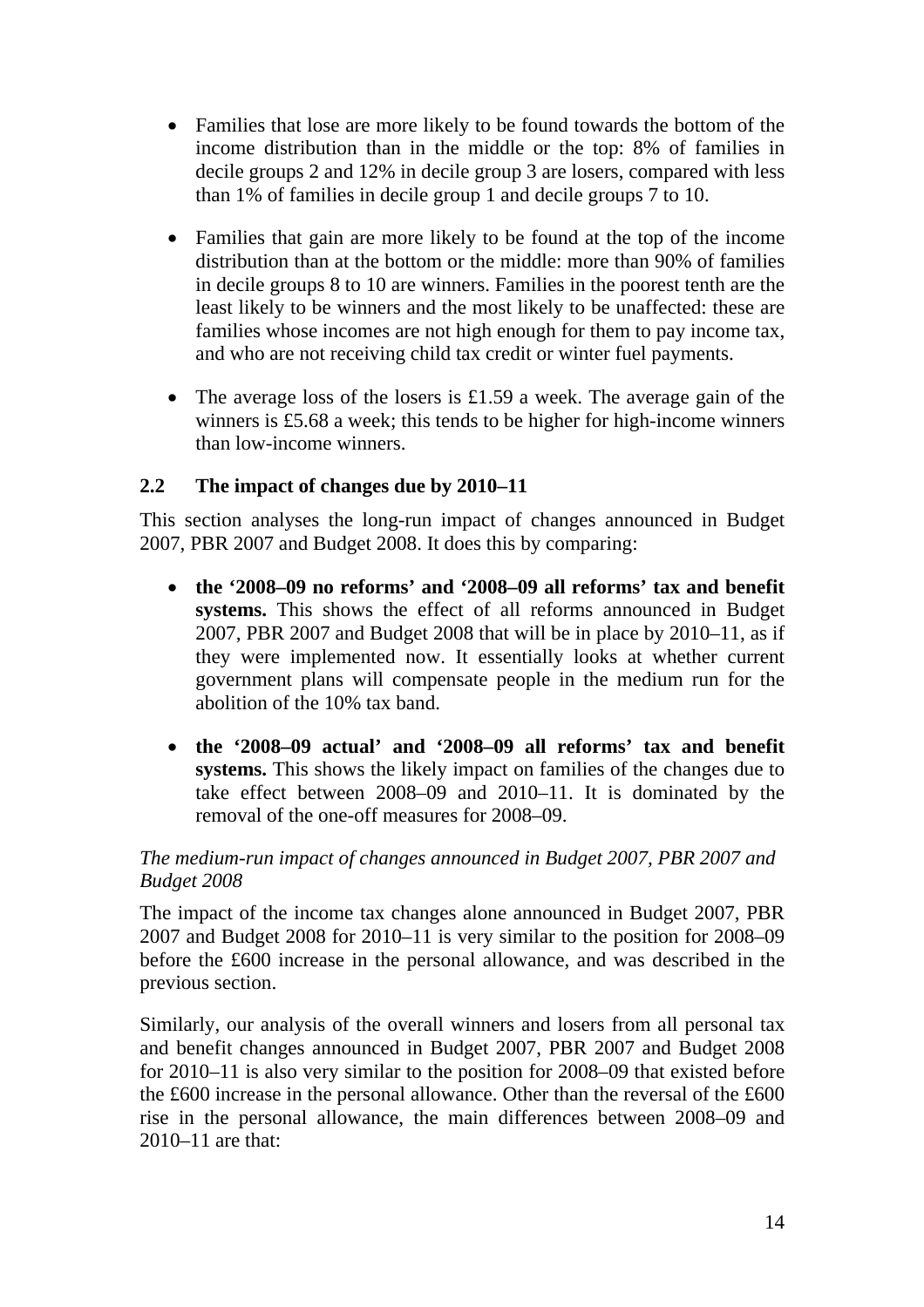- Families that lose are more likely to be found towards the bottom of the income distribution than in the middle or the top: 8% of families in decile groups 2 and 12% in decile group 3 are losers, compared with less than 1% of families in decile group 1 and decile groups 7 to 10.

- Families that gain are more likely to be found at the top of the income distribution than at the bottom or the middle: more than 90% of families in decile groups 8 to 10 are winners. Families in the poorest tenth are the least likely to be winners and the most likely to be unaffected: these are families whose incomes are not high enough for them to pay income tax, and who are not receiving child tax credit or winter fuel payments.

- The average loss of the losers is £1.59 a week. The average gain of the winners is £5.68 a week; this tends to be higher for high-income winners than low-income winners.

## 2.2 The impact of changes due by 2010–11

This section analyses the long-run impact of changes announced in Budget 2007, PBR 2007 and Budget 2008. It does this by comparing:

- **the '2008–09 no reforms' and '2008–09 all reforms' tax and benefit systems.** This shows the effect of all reforms announced in Budget 2007, PBR 2007 and Budget 2008 that will be in place by 2010–11, as if they were implemented now. It essentially looks at whether current government plans will compensate people in the medium run for the abolition of the 10% tax band.

- **the '2008–09 actual' and '2008–09 all reforms' tax and benefit systems.** This shows the likely impact on families of the changes due to take effect between 2008–09 and 2010–11. It is dominated by the removal of the one-off measures for 2008–09.

*The medium-run impact of changes announced in Budget 2007, PBR 2007 and Budget 2008*

The impact of the income tax changes alone announced in Budget 2007, PBR 2007 and Budget 2008 for 2010–11 is very similar to the position for 2008–09 before the £600 increase in the personal allowance, and was described in the previous section.

Similarly, our analysis of the overall winners and losers from all personal tax and benefit changes announced in Budget 2007, PBR 2007 and Budget 2008 for 2010–11 is also very similar to the position for 2008–09 that existed before the £600 increase in the personal allowance. Other than the reversal of the £600 rise in the personal allowance, the main differences between 2008–09 and 2010–11 are that: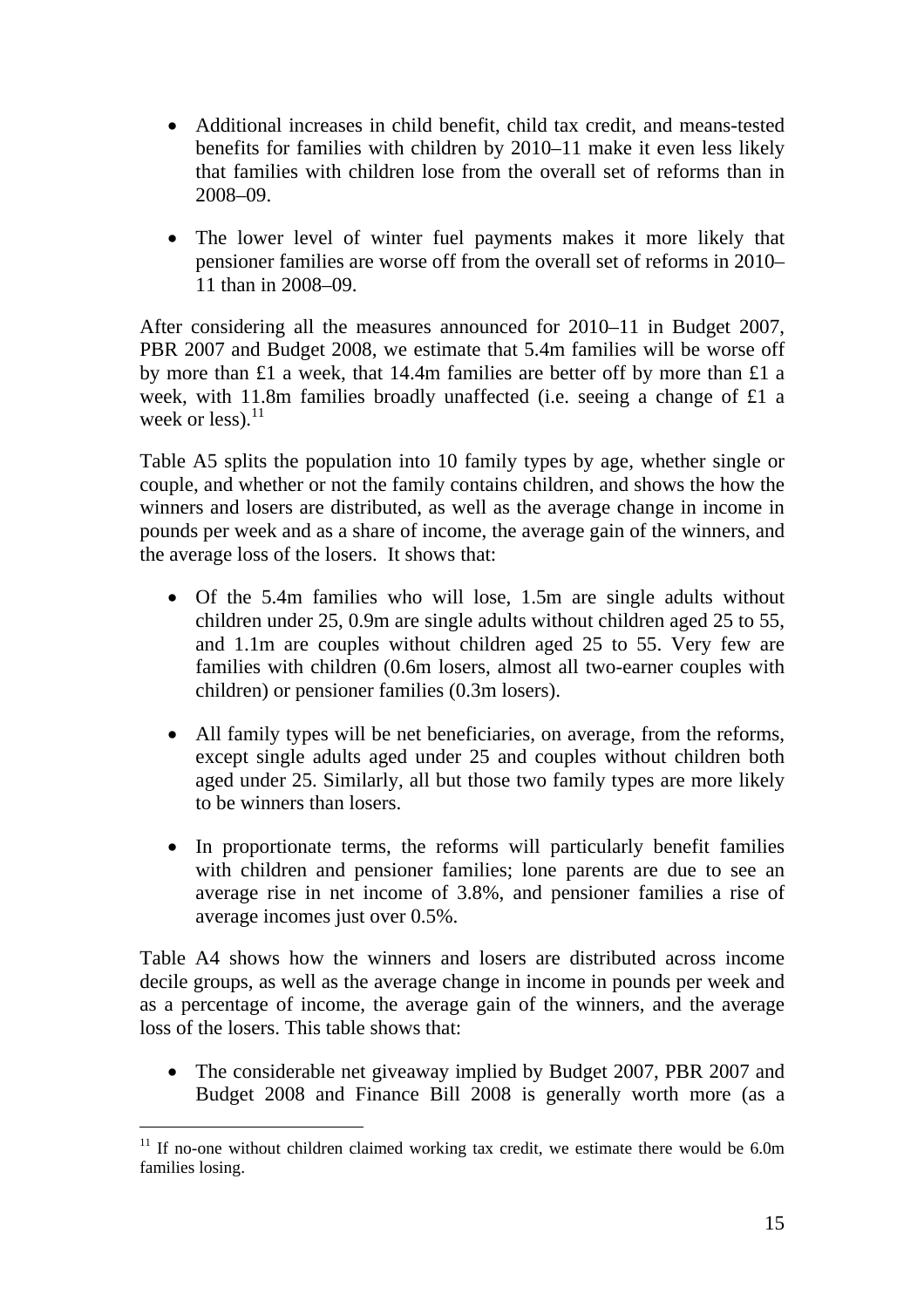- Additional increases in child benefit, child tax credit, and means-tested benefits for families with children by 2010–11 make it even less likely that families with children lose from the overall set of reforms than in 2008–09.

- The lower level of winter fuel payments makes it more likely that pensioner families are worse off from the overall set of reforms in 2010–11 than in 2008–09.

After considering all the measures announced for 2010–11 in Budget 2007, PBR 2007 and Budget 2008, we estimate that 5.4m families will be worse off by more than £1 a week, that 14.4m families are better off by more than £1 a week, with 11.8m families broadly unaffected (i.e. seeing a change of £1 a week or less).[11]

Table A5 splits the population into 10 family types by age, whether single or couple, and whether or not the family contains children, and shows the how the winners and losers are distributed, as well as the average change in income in pounds per week and as a share of income, the average gain of the winners, and the average loss of the losers. It shows that:

- Of the 5.4m families who will lose, 1.5m are single adults without children under 25, 0.9m are single adults without children aged 25 to 55, and 1.1m are couples without children aged 25 to 55. Very few are families with children (0.6m losers, almost all two-earner couples with children) or pensioner families (0.3m losers).

- All family types will be net beneficiaries, on average, from the reforms, except single adults aged under 25 and couples without children both aged under 25. Similarly, all but those two family types are more likely to be winners than losers.

- In proportionate terms, the reforms will particularly benefit families with children and pensioner families; lone parents are due to see an average rise in net income of 3.8%, and pensioner families a rise of average incomes just over 0.5%.

Table A4 shows how the winners and losers are distributed across income decile groups, as well as the average change in income in pounds per week and as a percentage of income, the average gain of the winners, and the average loss of the losers. This table shows that:

- The considerable net giveaway implied by Budget 2007, PBR 2007 and Budget 2008 and Finance Bill 2008 is generally worth more (as a

[11] If no-one without children claimed working tax credit, we estimate there would be 6.0m families losing.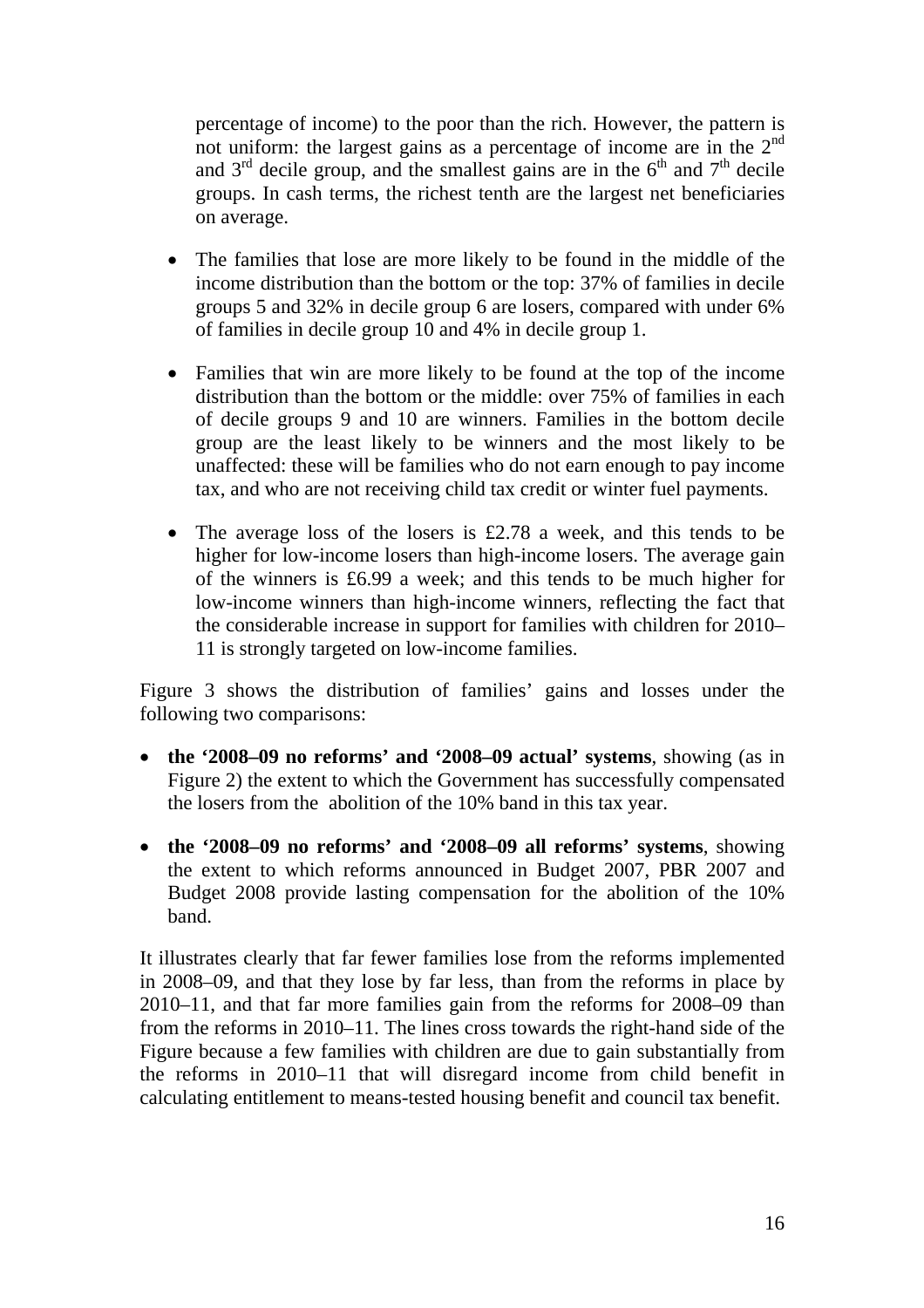percentage of income) to the poor than the rich. However, the pattern is not uniform: the largest gains as a percentage of income are in the 2nd and 3rd decile group, and the smallest gains are in the 6th and 7th decile groups. In cash terms, the richest tenth are the largest net beneficiaries on average.

- The families that lose are more likely to be found in the middle of the income distribution than the bottom or the top: 37% of families in decile groups 5 and 32% in decile group 6 are losers, compared with under 6% of families in decile group 10 and 4% in decile group 1.
- Families that win are more likely to be found at the top of the income distribution than the bottom or the middle: over 75% of families in each of decile groups 9 and 10 are winners. Families in the bottom decile group are the least likely to be winners and the most likely to be unaffected: these will be families who do not earn enough to pay income tax, and who are not receiving child tax credit or winter fuel payments.
- The average loss of the losers is £2.78 a week, and this tends to be higher for low-income losers than high-income losers. The average gain of the winners is £6.99 a week; and this tends to be much higher for low-income winners than high-income winners, reflecting the fact that the considerable increase in support for families with children for 2010–11 is strongly targeted on low-income families.

Figure 3 shows the distribution of families' gains and losses under the following two comparisons:

- **the '2008–09 no reforms' and '2008–09 actual' systems**, showing (as in Figure 2) the extent to which the Government has successfully compensated the losers from the abolition of the 10% band in this tax year.
- **the '2008–09 no reforms' and '2008–09 all reforms' systems**, showing the extent to which reforms announced in Budget 2007, PBR 2007 and Budget 2008 provide lasting compensation for the abolition of the 10% band.

It illustrates clearly that far fewer families lose from the reforms implemented in 2008–09, and that they lose by far less, than from the reforms in place by 2010–11, and that far more families gain from the reforms for 2008–09 than from the reforms in 2010–11. The lines cross towards the right-hand side of the Figure because a few families with children are due to gain substantially from the reforms in 2010–11 that will disregard income from child benefit in calculating entitlement to means-tested housing benefit and council tax benefit.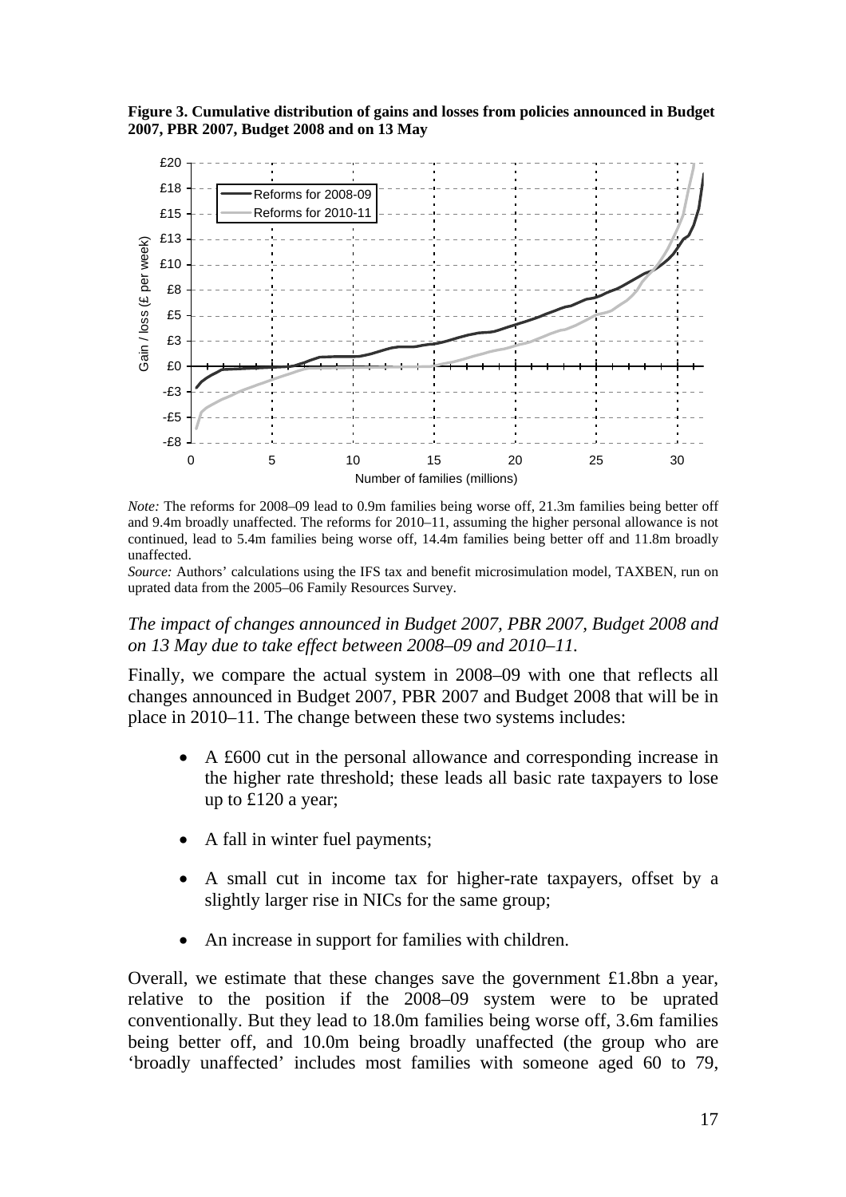**Figure 3. Cumulative distribution of gains and losses from policies announced in Budget 2007, PBR 2007, Budget 2008 and on 13 May**

*Note:* The reforms for 2008–09 lead to 0.9m families being worse off, 21.3m families being better off and 9.4m broadly unaffected. The reforms for 2010–11, assuming the higher personal allowance is not continued, lead to 5.4m families being worse off, 14.4m families being better off and 11.8m broadly unaffected.

*Source:* Authors' calculations using the IFS tax and benefit microsimulation model, TAXBEN, run on uprated data from the 2005–06 Family Resources Survey.

*The impact of changes announced in Budget 2007, PBR 2007, Budget 2008 and on 13 May due to take effect between 2008–09 and 2010–11.*

Finally, we compare the actual system in 2008–09 with one that reflects all changes announced in Budget 2007, PBR 2007 and Budget 2008 that will be in place in 2010–11. The change between these two systems includes:

- A £600 cut in the personal allowance and corresponding increase in the higher rate threshold; these leads all basic rate taxpayers to lose up to £120 a year;
- A fall in winter fuel payments;
- A small cut in income tax for higher-rate taxpayers, offset by a slightly larger rise in NICs for the same group;
- An increase in support for families with children.

Overall, we estimate that these changes save the government £1.8bn a year, relative to the position if the 2008–09 system were to be uprated conventionally. But they lead to 18.0m families being worse off, 3.6m families being better off, and 10.0m being broadly unaffected (the group who are 'broadly unaffected' includes most families with someone aged 60 to 79,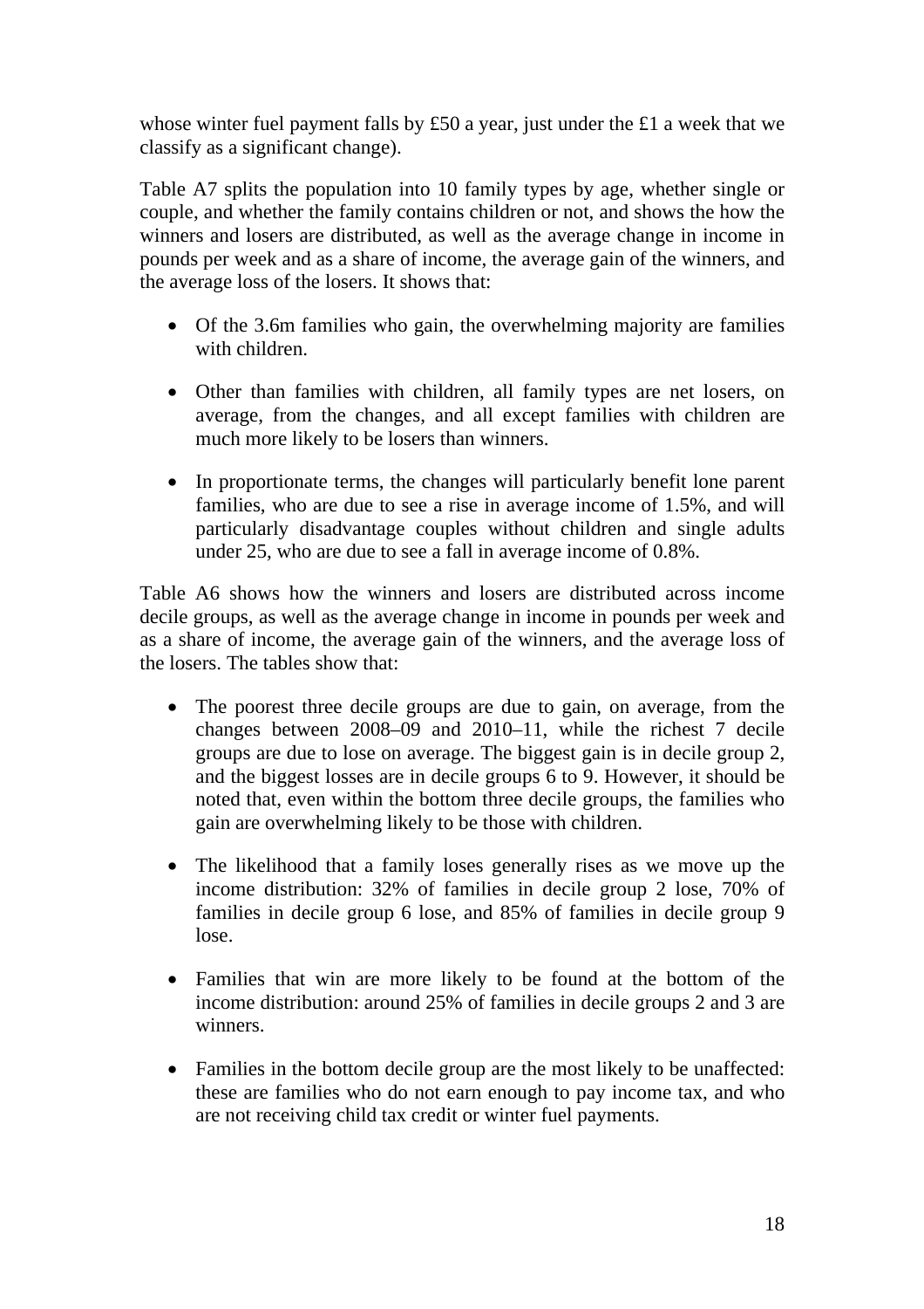whose winter fuel payment falls by £50 a year, just under the £1 a week that we classify as a significant change).

Table A7 splits the population into 10 family types by age, whether single or couple, and whether the family contains children or not, and shows the how the winners and losers are distributed, as well as the average change in income in pounds per week and as a share of income, the average gain of the winners, and the average loss of the losers. It shows that:

- Of the 3.6m families who gain, the overwhelming majority are families with children.

- Other than families with children, all family types are net losers, on average, from the changes, and all except families with children are much more likely to be losers than winners.

- In proportionate terms, the changes will particularly benefit lone parent families, who are due to see a rise in average income of 1.5%, and will particularly disadvantage couples without children and single adults under 25, who are due to see a fall in average income of 0.8%.

Table A6 shows how the winners and losers are distributed across income decile groups, as well as the average change in income in pounds per week and as a share of income, the average gain of the winners, and the average loss of the losers. The tables show that:

- The poorest three decile groups are due to gain, on average, from the changes between 2008–09 and 2010–11, while the richest 7 decile groups are due to lose on average. The biggest gain is in decile group 2, and the biggest losses are in decile groups 6 to 9. However, it should be noted that, even within the bottom three decile groups, the families who gain are overwhelming likely to be those with children.

- The likelihood that a family loses generally rises as we move up the income distribution: 32% of families in decile group 2 lose, 70% of families in decile group 6 lose, and 85% of families in decile group 9 lose.

- Families that win are more likely to be found at the bottom of the income distribution: around 25% of families in decile groups 2 and 3 are winners.

- Families in the bottom decile group are the most likely to be unaffected: these are families who do not earn enough to pay income tax, and who are not receiving child tax credit or winter fuel payments.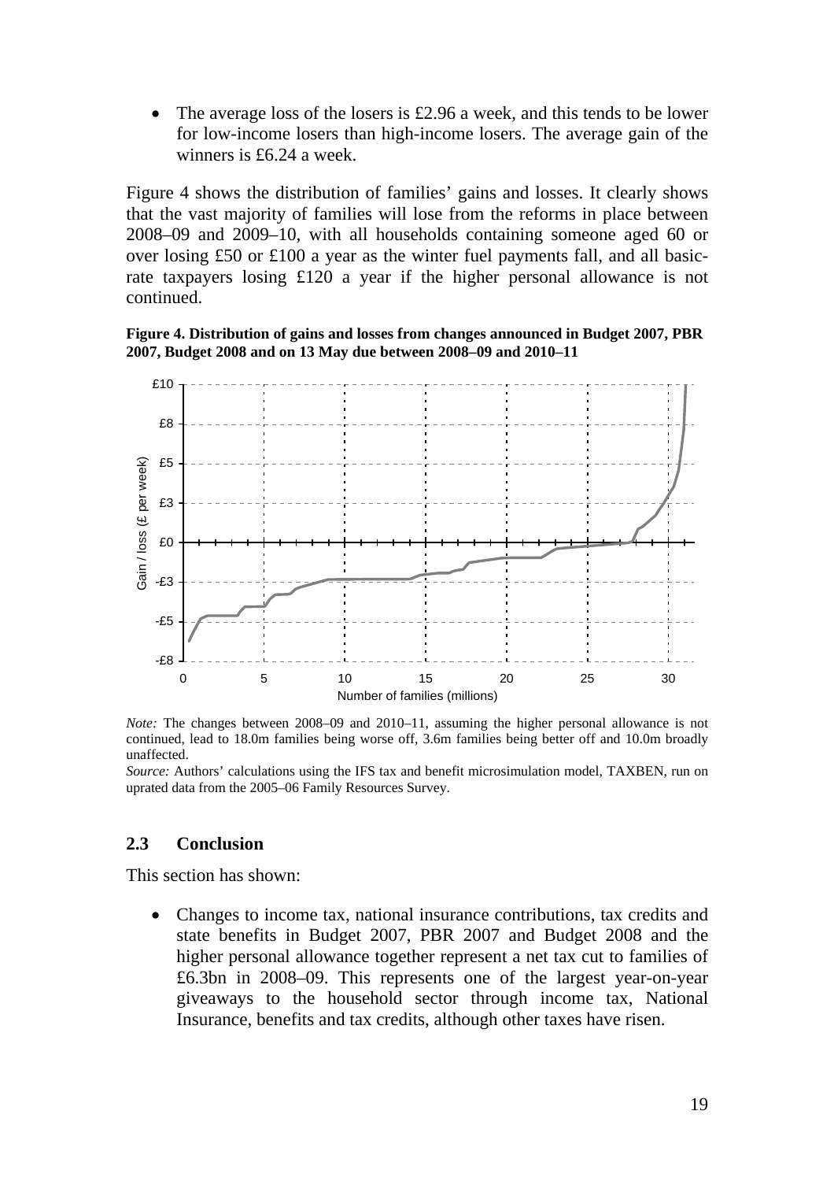- The average loss of the losers is £2.96 a week, and this tends to be lower for low-income losers than high-income losers. The average gain of the winners is £6.24 a week.

Figure 4 shows the distribution of families' gains and losses. It clearly shows that the vast majority of families will lose from the reforms in place between 2008–09 and 2009–10, with all households containing someone aged 60 or over losing £50 or £100 a year as the winter fuel payments fall, and all basic-rate taxpayers losing £120 a year if the higher personal allowance is not continued.

**Figure 4. Distribution of gains and losses from changes announced in Budget 2007, PBR 2007, Budget 2008 and on 13 May due between 2008–09 and 2010–11**

*Note:* The changes between 2008–09 and 2010–11, assuming the higher personal allowance is not continued, lead to 18.0m families being worse off, 3.6m families being better off and 10.0m broadly unaffected.

*Source:* Authors' calculations using the IFS tax and benefit microsimulation model, TAXBEN, run on uprated data from the 2005–06 Family Resources Survey.

### 2.3 Conclusion

This section has shown:

- Changes to income tax, national insurance contributions, tax credits and state benefits in Budget 2007, PBR 2007 and Budget 2008 and the higher personal allowance together represent a net tax cut to families of £6.3bn in 2008–09. This represents one of the largest year-on-year giveaways to the household sector through income tax, National Insurance, benefits and tax credits, although other taxes have risen.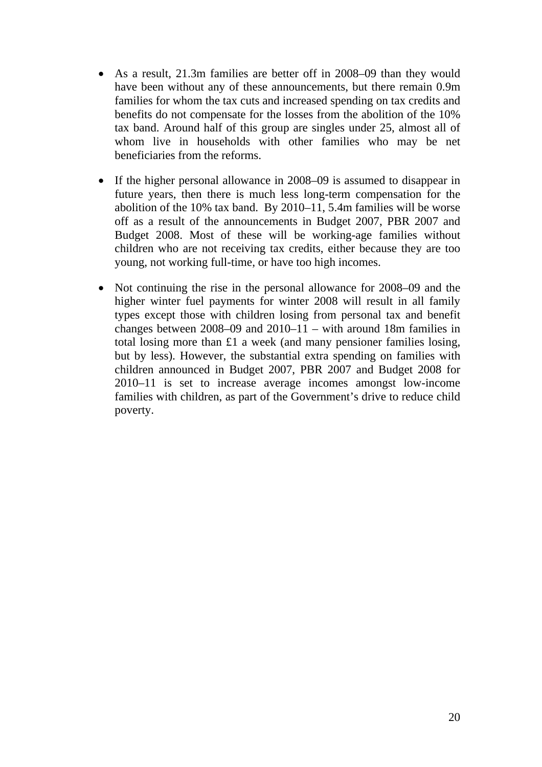- As a result, 21.3m families are better off in 2008–09 than they would have been without any of these announcements, but there remain 0.9m families for whom the tax cuts and increased spending on tax credits and benefits do not compensate for the losses from the abolition of the 10% tax band. Around half of this group are singles under 25, almost all of whom live in households with other families who may be net beneficiaries from the reforms.

- If the higher personal allowance in 2008–09 is assumed to disappear in future years, then there is much less long-term compensation for the abolition of the 10% tax band. By 2010–11, 5.4m families will be worse off as a result of the announcements in Budget 2007, PBR 2007 and Budget 2008. Most of these will be working-age families without children who are not receiving tax credits, either because they are too young, not working full-time, or have too high incomes.

- Not continuing the rise in the personal allowance for 2008–09 and the higher winter fuel payments for winter 2008 will result in all family types except those with children losing from personal tax and benefit changes between 2008–09 and 2010–11 – with around 18m families in total losing more than £1 a week (and many pensioner families losing, but by less). However, the substantial extra spending on families with children announced in Budget 2007, PBR 2007 and Budget 2008 for 2010–11 is set to increase average incomes amongst low-income families with children, as part of the Government's drive to reduce child poverty.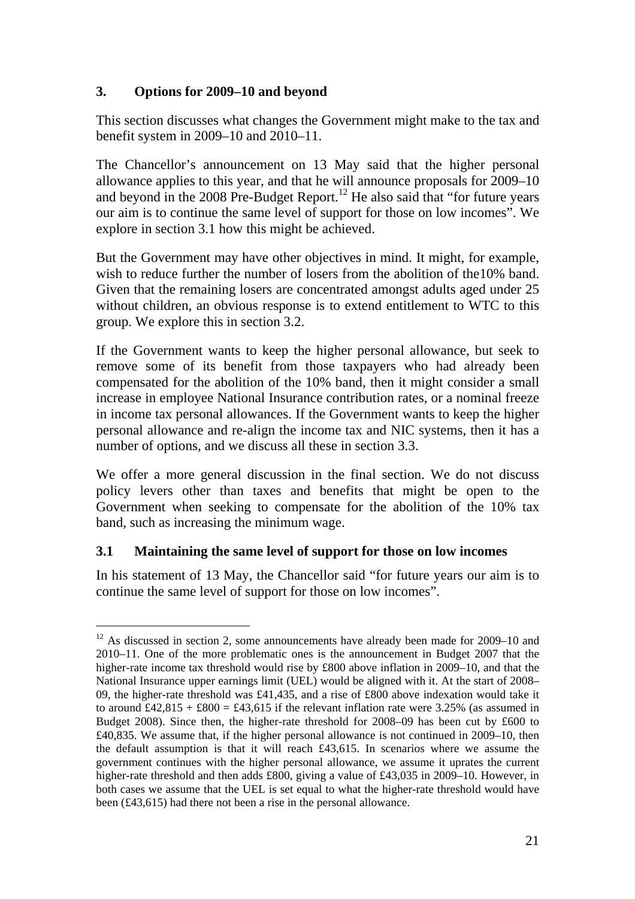## 3. Options for 2009–10 and beyond

This section discusses what changes the Government might make to the tax and benefit system in 2009–10 and 2010–11.

The Chancellor's announcement on 13 May said that the higher personal allowance applies to this year, and that he will announce proposals for 2009–10 and beyond in the 2008 Pre-Budget Report.[12] He also said that "for future years our aim is to continue the same level of support for those on low incomes". We explore in section 3.1 how this might be achieved.

But the Government may have other objectives in mind. It might, for example, wish to reduce further the number of losers from the abolition of the10% band. Given that the remaining losers are concentrated amongst adults aged under 25 without children, an obvious response is to extend entitlement to WTC to this group. We explore this in section 3.2.

If the Government wants to keep the higher personal allowance, but seek to remove some of its benefit from those taxpayers who had already been compensated for the abolition of the 10% band, then it might consider a small increase in employee National Insurance contribution rates, or a nominal freeze in income tax personal allowances. If the Government wants to keep the higher personal allowance and re-align the income tax and NIC systems, then it has a number of options, and we discuss all these in section 3.3.

We offer a more general discussion in the final section. We do not discuss policy levers other than taxes and benefits that might be open to the Government when seeking to compensate for the abolition of the 10% tax band, such as increasing the minimum wage.

### 3.1 Maintaining the same level of support for those on low incomes

In his statement of 13 May, the Chancellor said "for future years our aim is to continue the same level of support for those on low incomes".

[12] As discussed in section 2, some announcements have already been made for 2009–10 and 2010–11. One of the more problematic ones is the announcement in Budget 2007 that the higher-rate income tax threshold would rise by £800 above inflation in 2009–10, and that the National Insurance upper earnings limit (UEL) would be aligned with it. At the start of 2008–09, the higher-rate threshold was £41,435, and a rise of £800 above indexation would take it to around £42,815 + £800 = £43,615 if the relevant inflation rate were 3.25% (as assumed in Budget 2008). Since then, the higher-rate threshold for 2008–09 has been cut by £600 to £40,835. We assume that, if the higher personal allowance is not continued in 2009–10, then the default assumption is that it will reach £43,615. In scenarios where we assume the government continues with the higher personal allowance, we assume it uprates the current higher-rate threshold and then adds £800, giving a value of £43,035 in 2009–10. However, in both cases we assume that the UEL is set equal to what the higher-rate threshold would have been (£43,615) had there not been a rise in the personal allowance.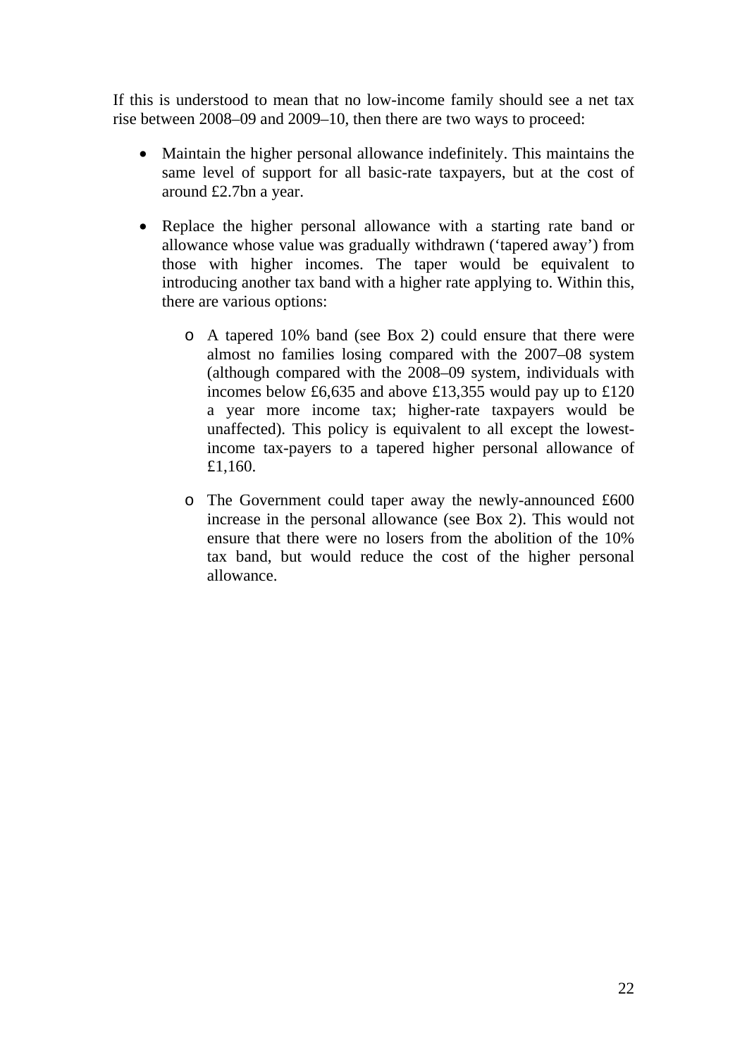If this is understood to mean that no low-income family should see a net tax rise between 2008–09 and 2009–10, then there are two ways to proceed:

- Maintain the higher personal allowance indefinitely. This maintains the same level of support for all basic-rate taxpayers, but at the cost of around £2.7bn a year.
- Replace the higher personal allowance with a starting rate band or allowance whose value was gradually withdrawn ('tapered away') from those with higher incomes. The taper would be equivalent to introducing another tax band with a higher rate applying to. Within this, there are various options:
  - A tapered 10% band (see Box 2) could ensure that there were almost no families losing compared with the 2007–08 system (although compared with the 2008–09 system, individuals with incomes below £6,635 and above £13,355 would pay up to £120 a year more income tax; higher-rate taxpayers would be unaffected). This policy is equivalent to all except the lowest-income tax-payers to a tapered higher personal allowance of £1,160.
  - The Government could taper away the newly-announced £600 increase in the personal allowance (see Box 2). This would not ensure that there were no losers from the abolition of the 10% tax band, but would reduce the cost of the higher personal allowance.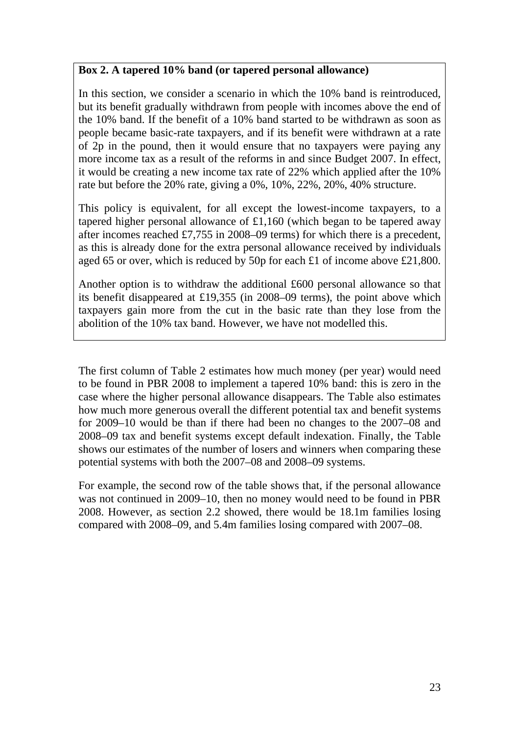**Box 2. A tapered 10% band (or tapered personal allowance)**

In this section, we consider a scenario in which the 10% band is reintroduced, but its benefit gradually withdrawn from people with incomes above the end of the 10% band. If the benefit of a 10% band started to be withdrawn as soon as people became basic-rate taxpayers, and if its benefit were withdrawn at a rate of 2p in the pound, then it would ensure that no taxpayers were paying any more income tax as a result of the reforms in and since Budget 2007. In effect, it would be creating a new income tax rate of 22% which applied after the 10% rate but before the 20% rate, giving a 0%, 10%, 22%, 20%, 40% structure.

This policy is equivalent, for all except the lowest-income taxpayers, to a tapered higher personal allowance of £1,160 (which began to be tapered away after incomes reached £7,755 in 2008–09 terms) for which there is a precedent, as this is already done for the extra personal allowance received by individuals aged 65 or over, which is reduced by 50p for each £1 of income above £21,800.

Another option is to withdraw the additional £600 personal allowance so that its benefit disappeared at £19,355 (in 2008–09 terms), the point above which taxpayers gain more from the cut in the basic rate than they lose from the abolition of the 10% tax band. However, we have not modelled this.

The first column of Table 2 estimates how much money (per year) would need to be found in PBR 2008 to implement a tapered 10% band: this is zero in the case where the higher personal allowance disappears. The Table also estimates how much more generous overall the different potential tax and benefit systems for 2009–10 would be than if there had been no changes to the 2007–08 and 2008–09 tax and benefit systems except default indexation. Finally, the Table shows our estimates of the number of losers and winners when comparing these potential systems with both the 2007–08 and 2008–09 systems.

For example, the second row of the table shows that, if the personal allowance was not continued in 2009–10, then no money would need to be found in PBR 2008. However, as section 2.2 showed, there would be 18.1m families losing compared with 2008–09, and 5.4m families losing compared with 2007–08.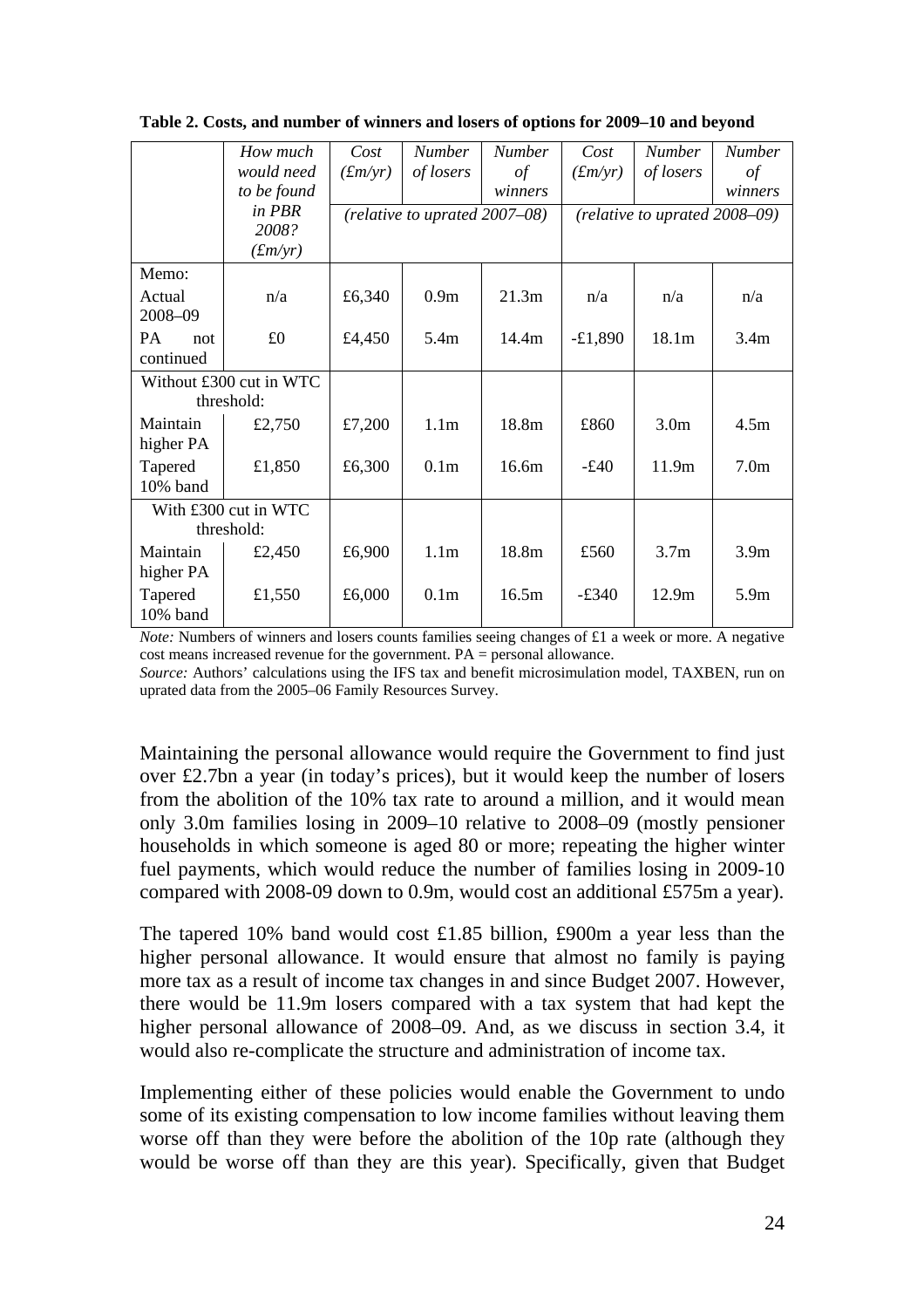**Table 2. Costs, and number of winners and losers of options for 2009–10 and beyond**

| | *How much would need to be found in PBR 2008? (£m/yr)* | *Cost (£m/yr)* | *Number of losers* | *Number of winners* | *Cost (£m/yr)* | *Number of losers* | *Number of winners* |
|---|---|---|---|---|---|---|---|
| | | *(relative to uprated 2007–08)* | | | *(relative to uprated 2008–09)* | | |
| Memo: | | | | | | | |
| Actual 2008–09 | n/a | £6,340 | 0.9m | 21.3m | n/a | n/a | n/a |
| PA not continued | £0 | £4,450 | 5.4m | 14.4m | -£1,890 | 18.1m | 3.4m |
| Without £300 cut in WTC threshold: | | | | | | | |
| Maintain higher PA | £2,750 | £7,200 | 1.1m | 18.8m | £860 | 3.0m | 4.5m |
| Tapered 10% band | £1,850 | £6,300 | 0.1m | 16.6m | -£40 | 11.9m | 7.0m |
| With £300 cut in WTC threshold: | | | | | | | |
| Maintain higher PA | £2,450 | £6,900 | 1.1m | 18.8m | £560 | 3.7m | 3.9m |
| Tapered 10% band | £1,550 | £6,000 | 0.1m | 16.5m | -£340 | 12.9m | 5.9m |

*Note:* Numbers of winners and losers counts families seeing changes of £1 a week or more. A negative cost means increased revenue for the government. PA = personal allowance.
*Source:* Authors' calculations using the IFS tax and benefit microsimulation model, TAXBEN, run on uprated data from the 2005–06 Family Resources Survey.

Maintaining the personal allowance would require the Government to find just over £2.7bn a year (in today's prices), but it would keep the number of losers from the abolition of the 10% tax rate to around a million, and it would mean only 3.0m families losing in 2009–10 relative to 2008–09 (mostly pensioner households in which someone is aged 80 or more; repeating the higher winter fuel payments, which would reduce the number of families losing in 2009-10 compared with 2008-09 down to 0.9m, would cost an additional £575m a year).

The tapered 10% band would cost £1.85 billion, £900m a year less than the higher personal allowance. It would ensure that almost no family is paying more tax as a result of income tax changes in and since Budget 2007. However, there would be 11.9m losers compared with a tax system that had kept the higher personal allowance of 2008–09. And, as we discuss in section 3.4, it would also re-complicate the structure and administration of income tax.

Implementing either of these policies would enable the Government to undo some of its existing compensation to low income families without leaving them worse off than they were before the abolition of the 10p rate (although they would be worse off than they are this year). Specifically, given that Budget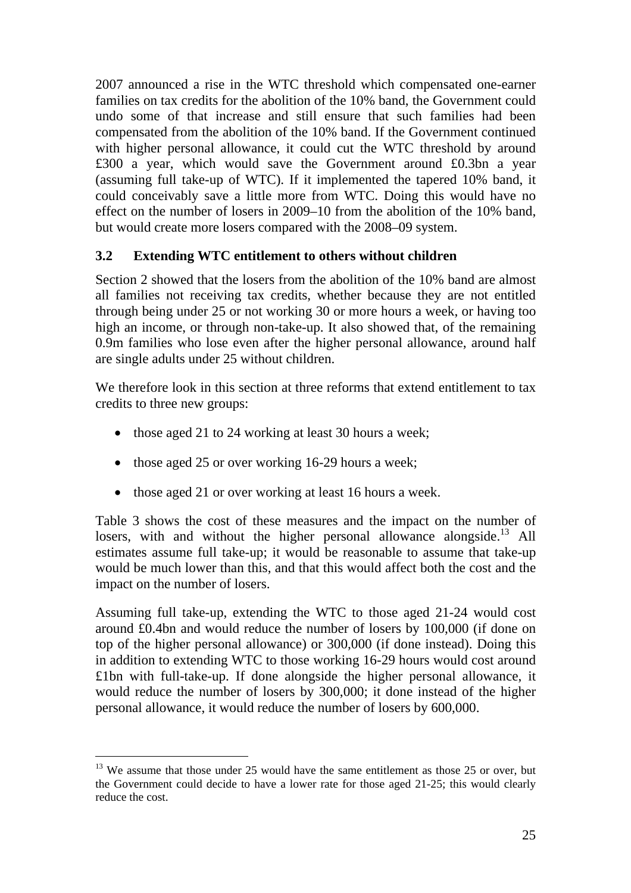2007 announced a rise in the WTC threshold which compensated one-earner families on tax credits for the abolition of the 10% band, the Government could undo some of that increase and still ensure that such families had been compensated from the abolition of the 10% band. If the Government continued with higher personal allowance, it could cut the WTC threshold by around £300 a year, which would save the Government around £0.3bn a year (assuming full take-up of WTC). If it implemented the tapered 10% band, it could conceivably save a little more from WTC. Doing this would have no effect on the number of losers in 2009–10 from the abolition of the 10% band, but would create more losers compared with the 2008–09 system.

### 3.2 Extending WTC entitlement to others without children

Section 2 showed that the losers from the abolition of the 10% band are almost all families not receiving tax credits, whether because they are not entitled through being under 25 or not working 30 or more hours a week, or having too high an income, or through non-take-up. It also showed that, of the remaining 0.9m families who lose even after the higher personal allowance, around half are single adults under 25 without children.

We therefore look in this section at three reforms that extend entitlement to tax credits to three new groups:

- those aged 21 to 24 working at least 30 hours a week;
- those aged 25 or over working 16-29 hours a week;
- those aged 21 or over working at least 16 hours a week.

Table 3 shows the cost of these measures and the impact on the number of losers, with and without the higher personal allowance alongside.[13] All estimates assume full take-up; it would be reasonable to assume that take-up would be much lower than this, and that this would affect both the cost and the impact on the number of losers.

Assuming full take-up, extending the WTC to those aged 21-24 would cost around £0.4bn and would reduce the number of losers by 100,000 (if done on top of the higher personal allowance) or 300,000 (if done instead). Doing this in addition to extending WTC to those working 16-29 hours would cost around £1bn with full-take-up. If done alongside the higher personal allowance, it would reduce the number of losers by 300,000; it done instead of the higher personal allowance, it would reduce the number of losers by 600,000.

[13] We assume that those under 25 would have the same entitlement as those 25 or over, but the Government could decide to have a lower rate for those aged 21-25; this would clearly reduce the cost.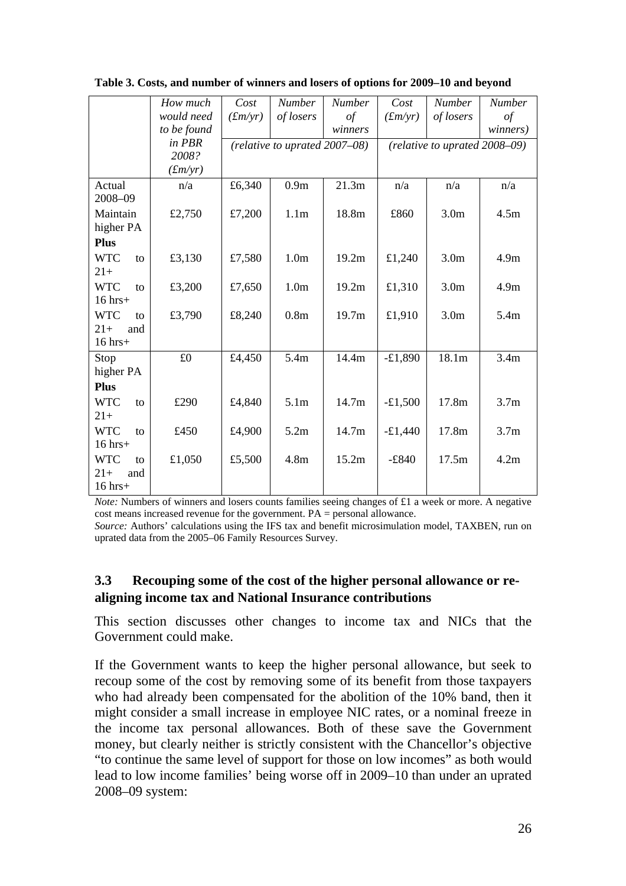**Table 3. Costs, and number of winners and losers of options for 2009–10 and beyond**

| | *How much would need to be found in PBR 2008? (£m/yr)* | *Cost (£m/yr)* | *Number of losers* | *Number of winners* | *Cost (£m/yr)* | *Number of losers* | *Number of winners)* |
|---|---|---|---|---|---|---|---|
| | | *(relative to uprated 2007–08)* | | | *(relative to uprated 2008–09)* | | |
| Actual 2008–09 | n/a | £6,340 | 0.9m | 21.3m | n/a | n/a | n/a |
| Maintain higher PA | £2,750 | £7,200 | 1.1m | 18.8m | £860 | 3.0m | 4.5m |
| **Plus** | | | | | | | |
| WTC to 21+ | £3,130 | £7,580 | 1.0m | 19.2m | £1,240 | 3.0m | 4.9m |
| WTC to 16 hrs+ | £3,200 | £7,650 | 1.0m | 19.2m | £1,310 | 3.0m | 4.9m |
| WTC to 21+ and 16 hrs+ | £3,790 | £8,240 | 0.8m | 19.7m | £1,910 | 3.0m | 5.4m |
| Stop higher PA | £0 | £4,450 | 5.4m | 14.4m | -£1,890 | 18.1m | 3.4m |
| **Plus** | | | | | | | |
| WTC to 21+ | £290 | £4,840 | 5.1m | 14.7m | -£1,500 | 17.8m | 3.7m |
| WTC to 16 hrs+ | £450 | £4,900 | 5.2m | 14.7m | -£1,440 | 17.8m | 3.7m |
| WTC to 21+ and 16 hrs+ | £1,050 | £5,500 | 4.8m | 15.2m | -£840 | 17.5m | 4.2m |

*Note:* Numbers of winners and losers counts families seeing changes of £1 a week or more. A negative cost means increased revenue for the government. PA = personal allowance.

*Source:* Authors' calculations using the IFS tax and benefit microsimulation model, TAXBEN, run on uprated data from the 2005–06 Family Resources Survey.

### 3.3 Recouping some of the cost of the higher personal allowance or re-aligning income tax and National Insurance contributions

This section discusses other changes to income tax and NICs that the Government could make.

If the Government wants to keep the higher personal allowance, but seek to recoup some of the cost by removing some of its benefit from those taxpayers who had already been compensated for the abolition of the 10% band, then it might consider a small increase in employee NIC rates, or a nominal freeze in the income tax personal allowances. Both of these save the Government money, but clearly neither is strictly consistent with the Chancellor's objective "to continue the same level of support for those on low incomes" as both would lead to low income families' being worse off in 2009–10 than under an uprated 2008–09 system: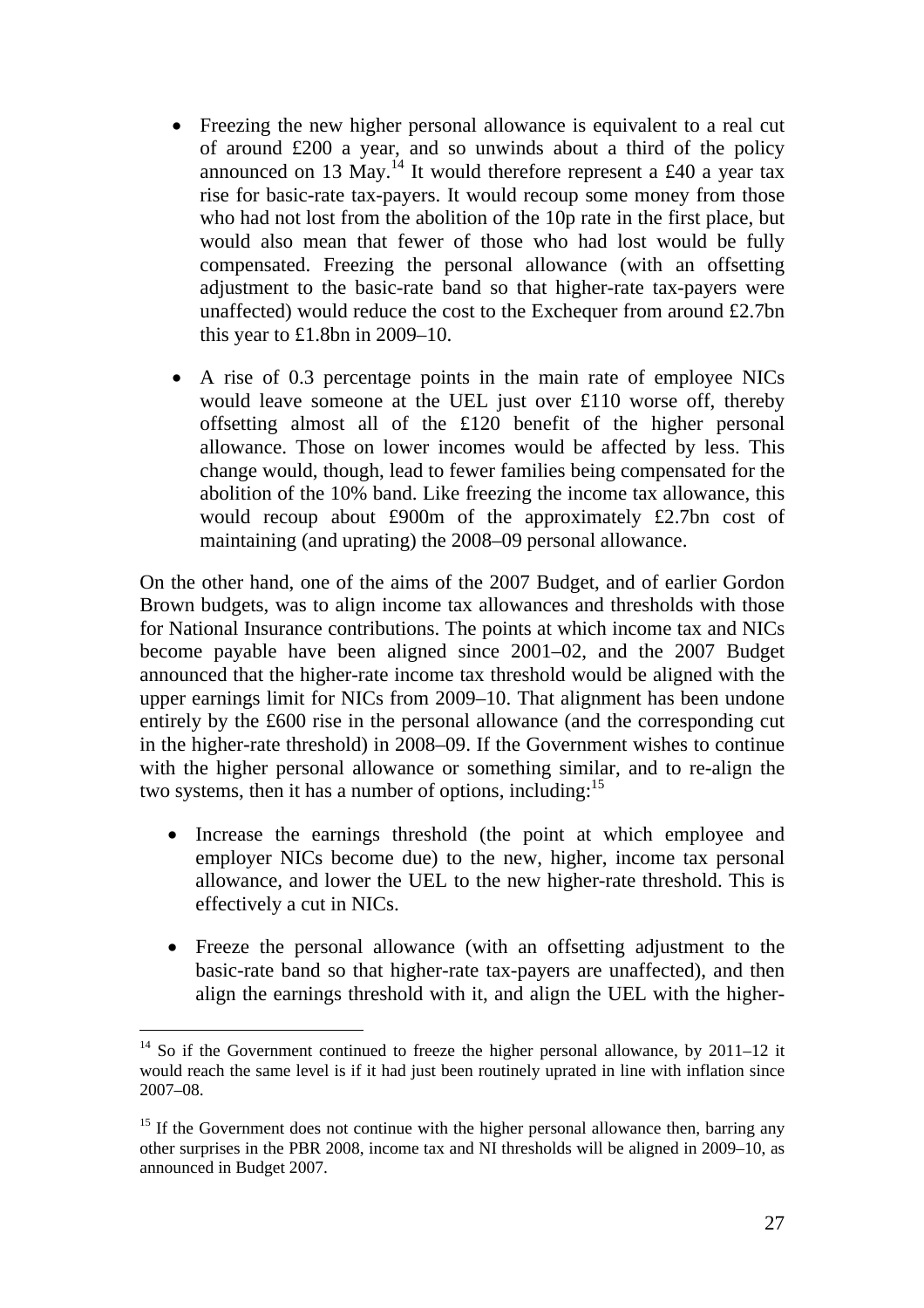- Freezing the new higher personal allowance is equivalent to a real cut of around £200 a year, and so unwinds about a third of the policy announced on 13 May.[14] It would therefore represent a £40 a year tax rise for basic-rate tax-payers. It would recoup some money from those who had not lost from the abolition of the 10p rate in the first place, but would also mean that fewer of those who had lost would be fully compensated. Freezing the personal allowance (with an offsetting adjustment to the basic-rate band so that higher-rate tax-payers were unaffected) would reduce the cost to the Exchequer from around £2.7bn this year to £1.8bn in 2009–10.

- A rise of 0.3 percentage points in the main rate of employee NICs would leave someone at the UEL just over £110 worse off, thereby offsetting almost all of the £120 benefit of the higher personal allowance. Those on lower incomes would be affected by less. This change would, though, lead to fewer families being compensated for the abolition of the 10% band. Like freezing the income tax allowance, this would recoup about £900m of the approximately £2.7bn cost of maintaining (and uprating) the 2008–09 personal allowance.

On the other hand, one of the aims of the 2007 Budget, and of earlier Gordon Brown budgets, was to align income tax allowances and thresholds with those for National Insurance contributions. The points at which income tax and NICs become payable have been aligned since 2001–02, and the 2007 Budget announced that the higher-rate income tax threshold would be aligned with the upper earnings limit for NICs from 2009–10. That alignment has been undone entirely by the £600 rise in the personal allowance (and the corresponding cut in the higher-rate threshold) in 2008–09. If the Government wishes to continue with the higher personal allowance or something similar, and to re-align the two systems, then it has a number of options, including:[15]

- Increase the earnings threshold (the point at which employee and employer NICs become due) to the new, higher, income tax personal allowance, and lower the UEL to the new higher-rate threshold. This is effectively a cut in NICs.

- Freeze the personal allowance (with an offsetting adjustment to the basic-rate band so that higher-rate tax-payers are unaffected), and then align the earnings threshold with it, and align the UEL with the higher-

[14] So if the Government continued to freeze the higher personal allowance, by 2011–12 it would reach the same level is if it had just been routinely uprated in line with inflation since 2007–08.

[15] If the Government does not continue with the higher personal allowance then, barring any other surprises in the PBR 2008, income tax and NI thresholds will be aligned in 2009–10, as announced in Budget 2007.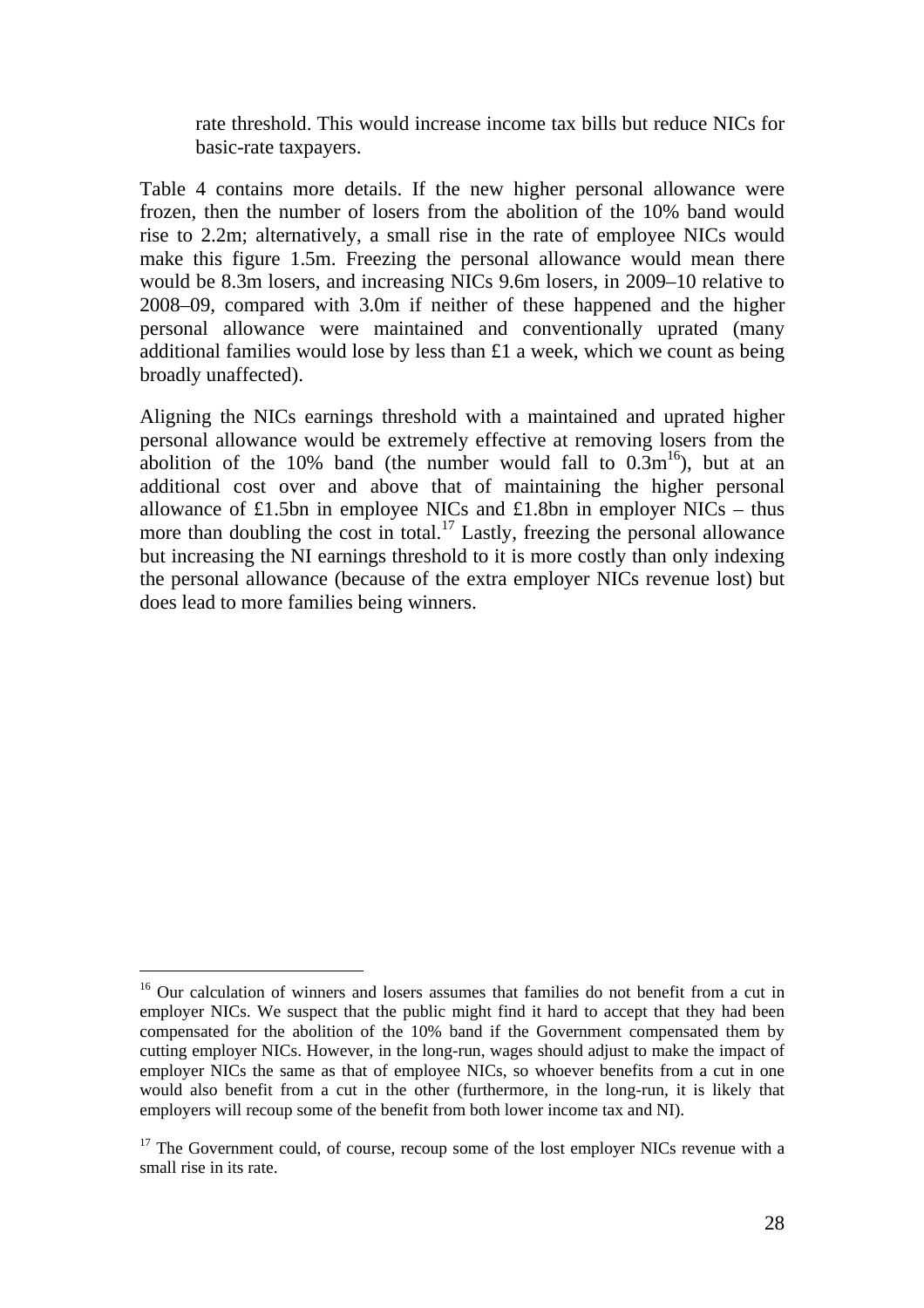rate threshold. This would increase income tax bills but reduce NICs for basic-rate taxpayers.

Table 4 contains more details. If the new higher personal allowance were frozen, then the number of losers from the abolition of the 10% band would rise to 2.2m; alternatively, a small rise in the rate of employee NICs would make this figure 1.5m. Freezing the personal allowance would mean there would be 8.3m losers, and increasing NICs 9.6m losers, in 2009–10 relative to 2008–09, compared with 3.0m if neither of these happened and the higher personal allowance were maintained and conventionally uprated (many additional families would lose by less than £1 a week, which we count as being broadly unaffected).

Aligning the NICs earnings threshold with a maintained and uprated higher personal allowance would be extremely effective at removing losers from the abolition of the 10% band (the number would fall to 0.3m[16]), but at an additional cost over and above that of maintaining the higher personal allowance of £1.5bn in employee NICs and £1.8bn in employer NICs – thus more than doubling the cost in total.[17] Lastly, freezing the personal allowance but increasing the NI earnings threshold to it is more costly than only indexing the personal allowance (because of the extra employer NICs revenue lost) but does lead to more families being winners.

[16] Our calculation of winners and losers assumes that families do not benefit from a cut in employer NICs. We suspect that the public might find it hard to accept that they had been compensated for the abolition of the 10% band if the Government compensated them by cutting employer NICs. However, in the long-run, wages should adjust to make the impact of employer NICs the same as that of employee NICs, so whoever benefits from a cut in one would also benefit from a cut in the other (furthermore, in the long-run, it is likely that employers will recoup some of the benefit from both lower income tax and NI).

[17] The Government could, of course, recoup some of the lost employer NICs revenue with a small rise in its rate.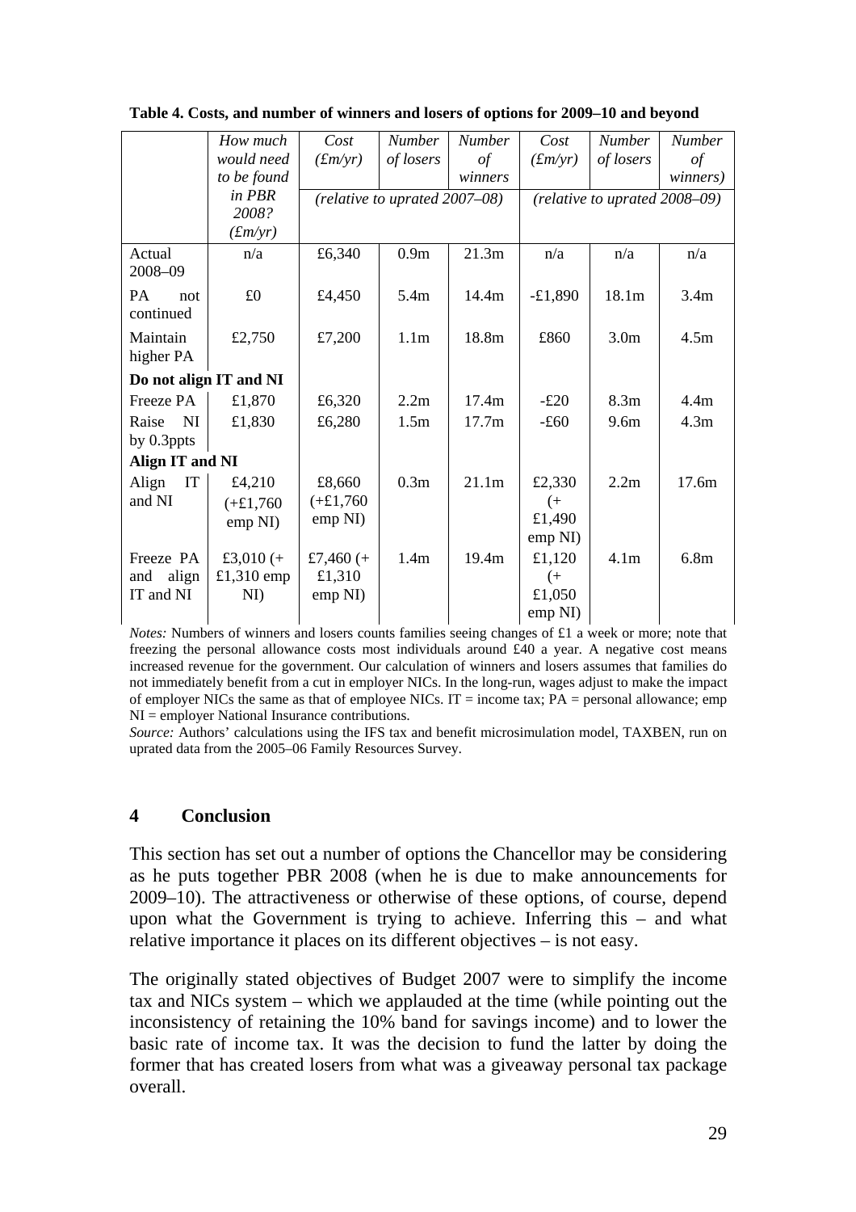**Table 4. Costs, and number of winners and losers of options for 2009–10 and beyond**

| | *How much would need to be found in PBR 2008? (£m/yr)* | *Cost (£m/yr)* | *Number of losers* | *Number of winners* | *Cost (£m/yr)* | *Number of losers* | *Number of winners)* |
|---|---|---|---|---|---|---|---|
| | | *(relative to uprated 2007–08)* | | | *(relative to uprated 2008–09)* | | |
| Actual 2008–09 | n/a | £6,340 | 0.9m | 21.3m | n/a | n/a | n/a |
| PA not continued | £0 | £4,450 | 5.4m | 14.4m | -£1,890 | 18.1m | 3.4m |
| Maintain higher PA | £2,750 | £7,200 | 1.1m | 18.8m | £860 | 3.0m | 4.5m |
| **Do not align IT and NI** | | | | | | | |
| Freeze PA | £1,870 | £6,320 | 2.2m | 17.4m | -£20 | 8.3m | 4.4m |
| Raise NI by 0.3ppts | £1,830 | £6,280 | 1.5m | 17.7m | -£60 | 9.6m | 4.3m |
| **Align IT and NI** | | | | | | | |
| Align IT and NI | £4,210 (+£1,760 emp NI) | £8,660 (+£1,760 emp NI) | 0.3m | 21.1m | £2,330 (+ £1,490 emp NI) | 2.2m | 17.6m |
| Freeze PA and align IT and NI | £3,010 (+ £1,310 emp NI) | £7,460 (+ £1,310 emp NI) | 1.4m | 19.4m | £1,120 (+ £1,050 emp NI) | 4.1m | 6.8m |

*Notes:* Numbers of winners and losers counts families seeing changes of £1 a week or more; note that freezing the personal allowance costs most individuals around £40 a year. A negative cost means increased revenue for the government. Our calculation of winners and losers assumes that families do not immediately benefit from a cut in employer NICs. In the long-run, wages adjust to make the impact of employer NICs the same as that of employee NICs. IT = income tax; PA = personal allowance; emp NI = employer National Insurance contributions.

*Source:* Authors' calculations using the IFS tax and benefit microsimulation model, TAXBEN, run on uprated data from the 2005–06 Family Resources Survey.

## 4 Conclusion

This section has set out a number of options the Chancellor may be considering as he puts together PBR 2008 (when he is due to make announcements for 2009–10). The attractiveness or otherwise of these options, of course, depend upon what the Government is trying to achieve. Inferring this – and what relative importance it places on its different objectives – is not easy.

The originally stated objectives of Budget 2007 were to simplify the income tax and NICs system – which we applauded at the time (while pointing out the inconsistency of retaining the 10% band for savings income) and to lower the basic rate of income tax. It was the decision to fund the latter by doing the former that has created losers from what was a giveaway personal tax package overall.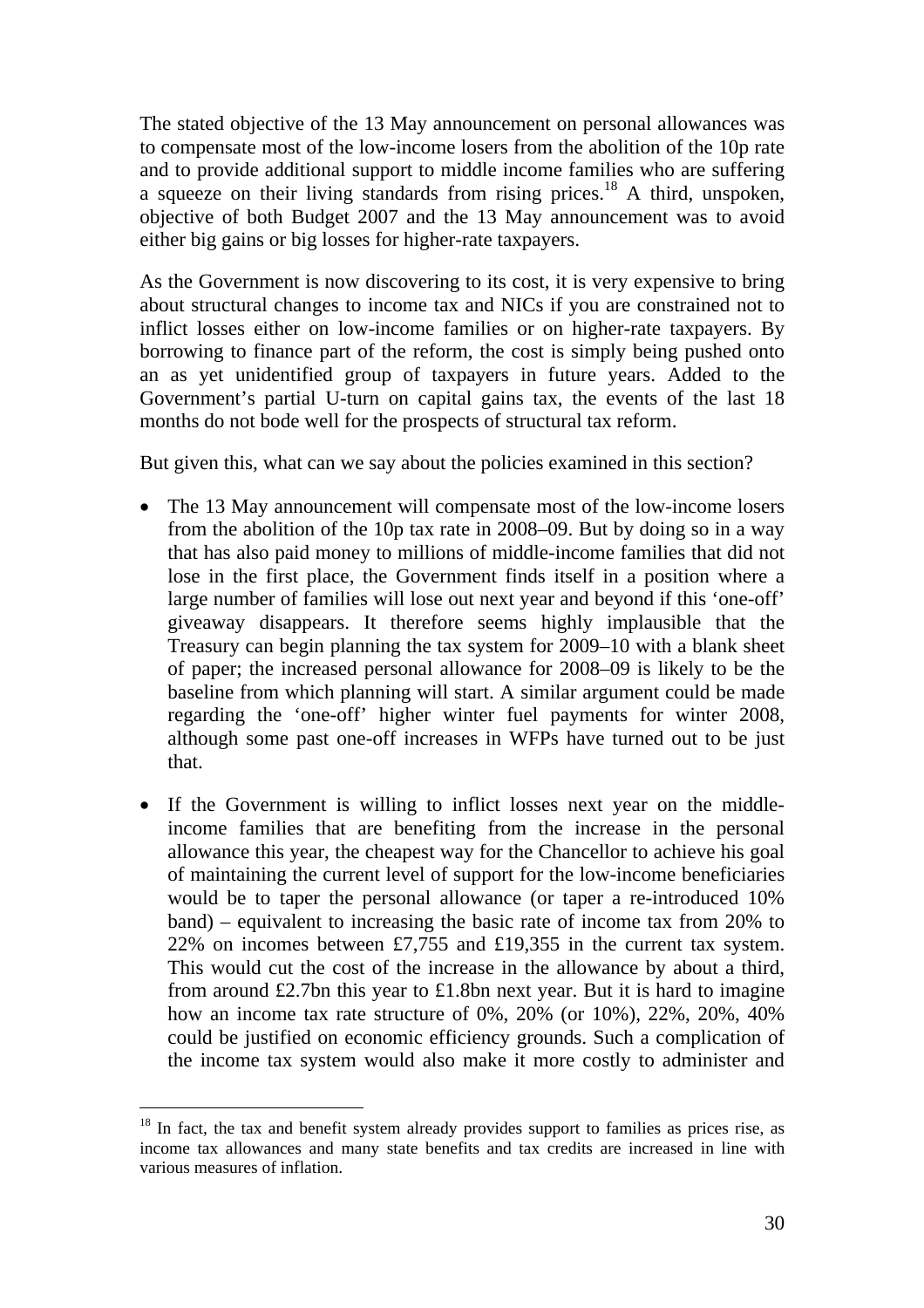The stated objective of the 13 May announcement on personal allowances was to compensate most of the low-income losers from the abolition of the 10p rate and to provide additional support to middle income families who are suffering a squeeze on their living standards from rising prices.[18] A third, unspoken, objective of both Budget 2007 and the 13 May announcement was to avoid either big gains or big losses for higher-rate taxpayers.

As the Government is now discovering to its cost, it is very expensive to bring about structural changes to income tax and NICs if you are constrained not to inflict losses either on low-income families or on higher-rate taxpayers. By borrowing to finance part of the reform, the cost is simply being pushed onto an as yet unidentified group of taxpayers in future years. Added to the Government's partial U-turn on capital gains tax, the events of the last 18 months do not bode well for the prospects of structural tax reform.

But given this, what can we say about the policies examined in this section?

- The 13 May announcement will compensate most of the low-income losers from the abolition of the 10p tax rate in 2008–09. But by doing so in a way that has also paid money to millions of middle-income families that did not lose in the first place, the Government finds itself in a position where a large number of families will lose out next year and beyond if this 'one-off' giveaway disappears. It therefore seems highly implausible that the Treasury can begin planning the tax system for 2009–10 with a blank sheet of paper; the increased personal allowance for 2008–09 is likely to be the baseline from which planning will start. A similar argument could be made regarding the 'one-off' higher winter fuel payments for winter 2008, although some past one-off increases in WFPs have turned out to be just that.

- If the Government is willing to inflict losses next year on the middle-income families that are benefiting from the increase in the personal allowance this year, the cheapest way for the Chancellor to achieve his goal of maintaining the current level of support for the low-income beneficiaries would be to taper the personal allowance (or taper a re-introduced 10% band) – equivalent to increasing the basic rate of income tax from 20% to 22% on incomes between £7,755 and £19,355 in the current tax system. This would cut the cost of the increase in the allowance by about a third, from around £2.7bn this year to £1.8bn next year. But it is hard to imagine how an income tax rate structure of 0%, 20% (or 10%), 22%, 20%, 40% could be justified on economic efficiency grounds. Such a complication of the income tax system would also make it more costly to administer and

[18] In fact, the tax and benefit system already provides support to families as prices rise, as income tax allowances and many state benefits and tax credits are increased in line with various measures of inflation.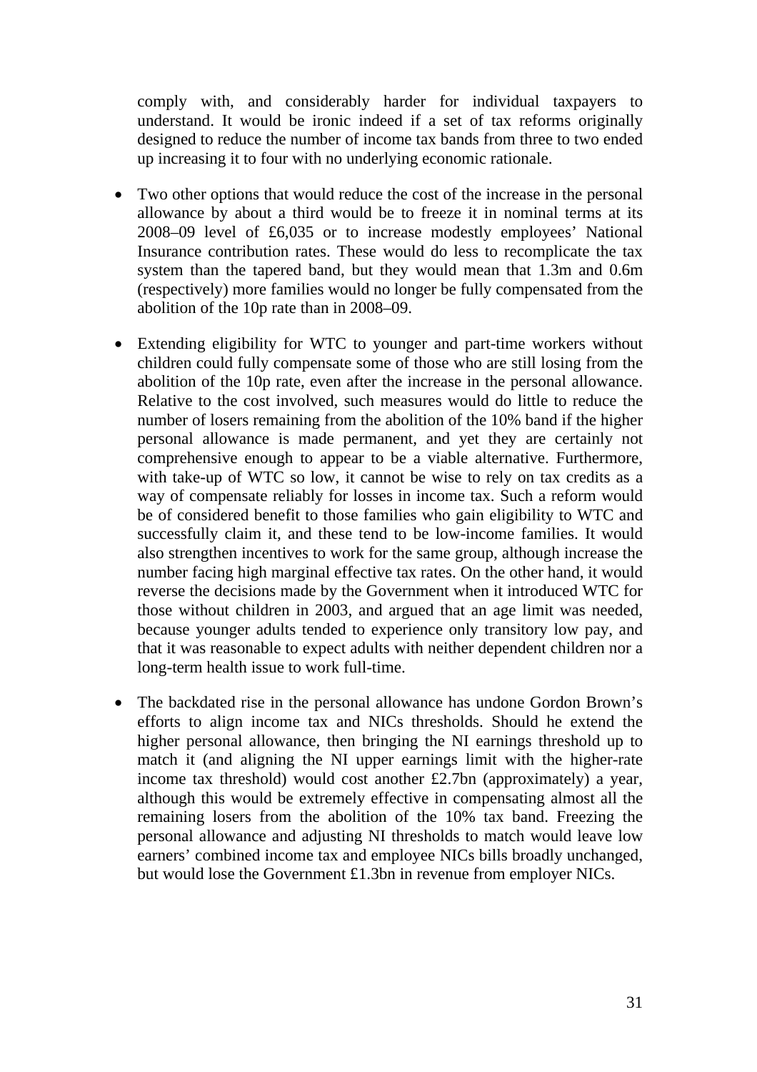comply with, and considerably harder for individual taxpayers to understand. It would be ironic indeed if a set of tax reforms originally designed to reduce the number of income tax bands from three to two ended up increasing it to four with no underlying economic rationale.

- Two other options that would reduce the cost of the increase in the personal allowance by about a third would be to freeze it in nominal terms at its 2008–09 level of £6,035 or to increase modestly employees' National Insurance contribution rates. These would do less to recomplicate the tax system than the tapered band, but they would mean that 1.3m and 0.6m (respectively) more families would no longer be fully compensated from the abolition of the 10p rate than in 2008–09.

- Extending eligibility for WTC to younger and part-time workers without children could fully compensate some of those who are still losing from the abolition of the 10p rate, even after the increase in the personal allowance. Relative to the cost involved, such measures would do little to reduce the number of losers remaining from the abolition of the 10% band if the higher personal allowance is made permanent, and yet they are certainly not comprehensive enough to appear to be a viable alternative. Furthermore, with take-up of WTC so low, it cannot be wise to rely on tax credits as a way of compensate reliably for losses in income tax. Such a reform would be of considered benefit to those families who gain eligibility to WTC and successfully claim it, and these tend to be low-income families. It would also strengthen incentives to work for the same group, although increase the number facing high marginal effective tax rates. On the other hand, it would reverse the decisions made by the Government when it introduced WTC for those without children in 2003, and argued that an age limit was needed, because younger adults tended to experience only transitory low pay, and that it was reasonable to expect adults with neither dependent children nor a long-term health issue to work full-time.

- The backdated rise in the personal allowance has undone Gordon Brown's efforts to align income tax and NICs thresholds. Should he extend the higher personal allowance, then bringing the NI earnings threshold up to match it (and aligning the NI upper earnings limit with the higher-rate income tax threshold) would cost another £2.7bn (approximately) a year, although this would be extremely effective in compensating almost all the remaining losers from the abolition of the 10% tax band. Freezing the personal allowance and adjusting NI thresholds to match would leave low earners' combined income tax and employee NICs bills broadly unchanged, but would lose the Government £1.3bn in revenue from employer NICs.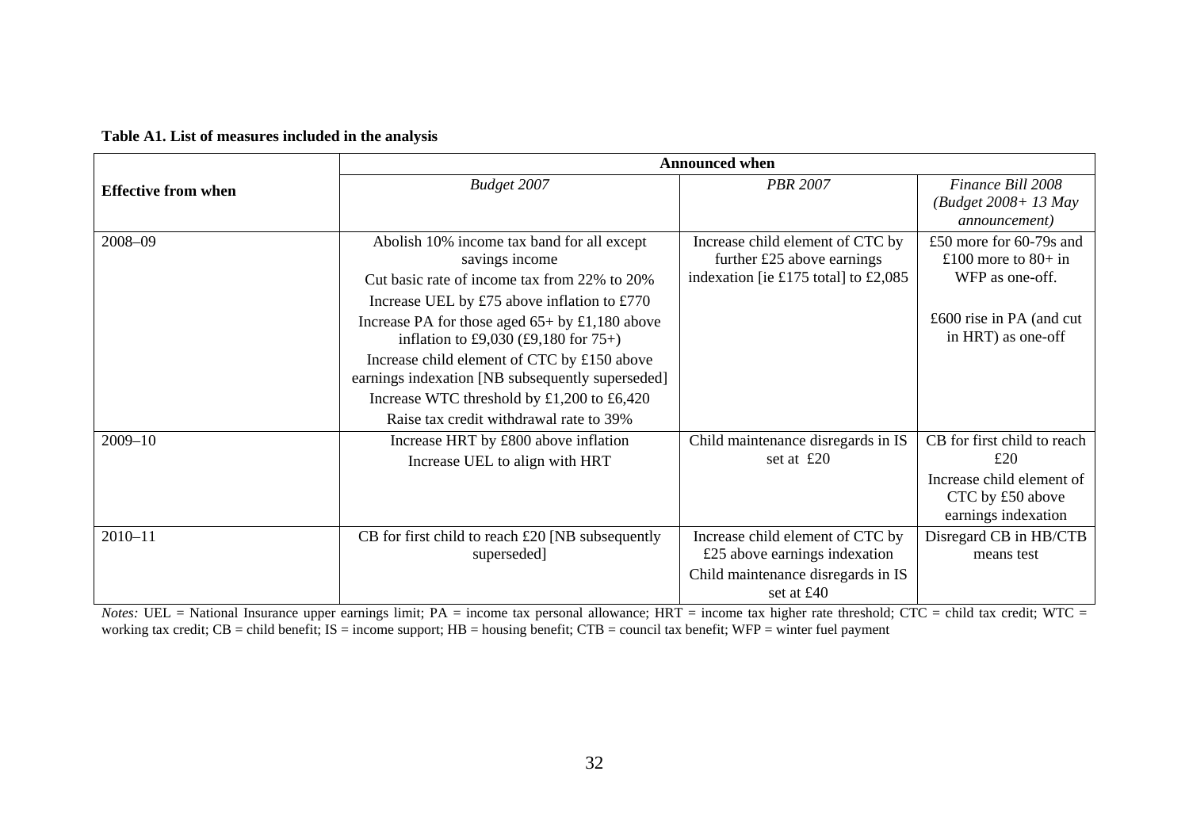**Table A1. List of measures included in the analysis**

| Effective from when | Announced when | | |
|---|---|---|---|
| | *Budget 2007* | *PBR 2007* | *Finance Bill 2008 (Budget 2008+ 13 May announcement)* |
| 2008–09 | Abolish 10% income tax band for all except savings income<br>Cut basic rate of income tax from 22% to 20%<br>Increase UEL by £75 above inflation to £770<br>Increase PA for those aged 65+ by £1,180 above inflation to £9,030 (£9,180 for 75+)<br>Increase child element of CTC by £150 above earnings indexation [NB subsequently superseded]<br>Increase WTC threshold by £1,200 to £6,420<br>Raise tax credit withdrawal rate to 39% | Increase child element of CTC by further £25 above earnings indexation [ie £175 total] to £2,085 | £50 more for 60-79s and £100 more to 80+ in WFP as one-off.<br><br>£600 rise in PA (and cut in HRT) as one-off |
| 2009–10 | Increase HRT by £800 above inflation<br>Increase UEL to align with HRT | Child maintenance disregards in IS set at £20 | CB for first child to reach £20<br>Increase child element of CTC by £50 above earnings indexation |
| 2010–11 | CB for first child to reach £20 [NB subsequently superseded] | Increase child element of CTC by £25 above earnings indexation<br>Child maintenance disregards in IS set at £40 | Disregard CB in HB/CTB means test |

*Notes:* UEL = National Insurance upper earnings limit; PA = income tax personal allowance; HRT = income tax higher rate threshold; CTC = child tax credit; WTC = working tax credit; CB = child benefit; IS = income support; HB = housing benefit; CTB = council tax benefit; WFP = winter fuel payment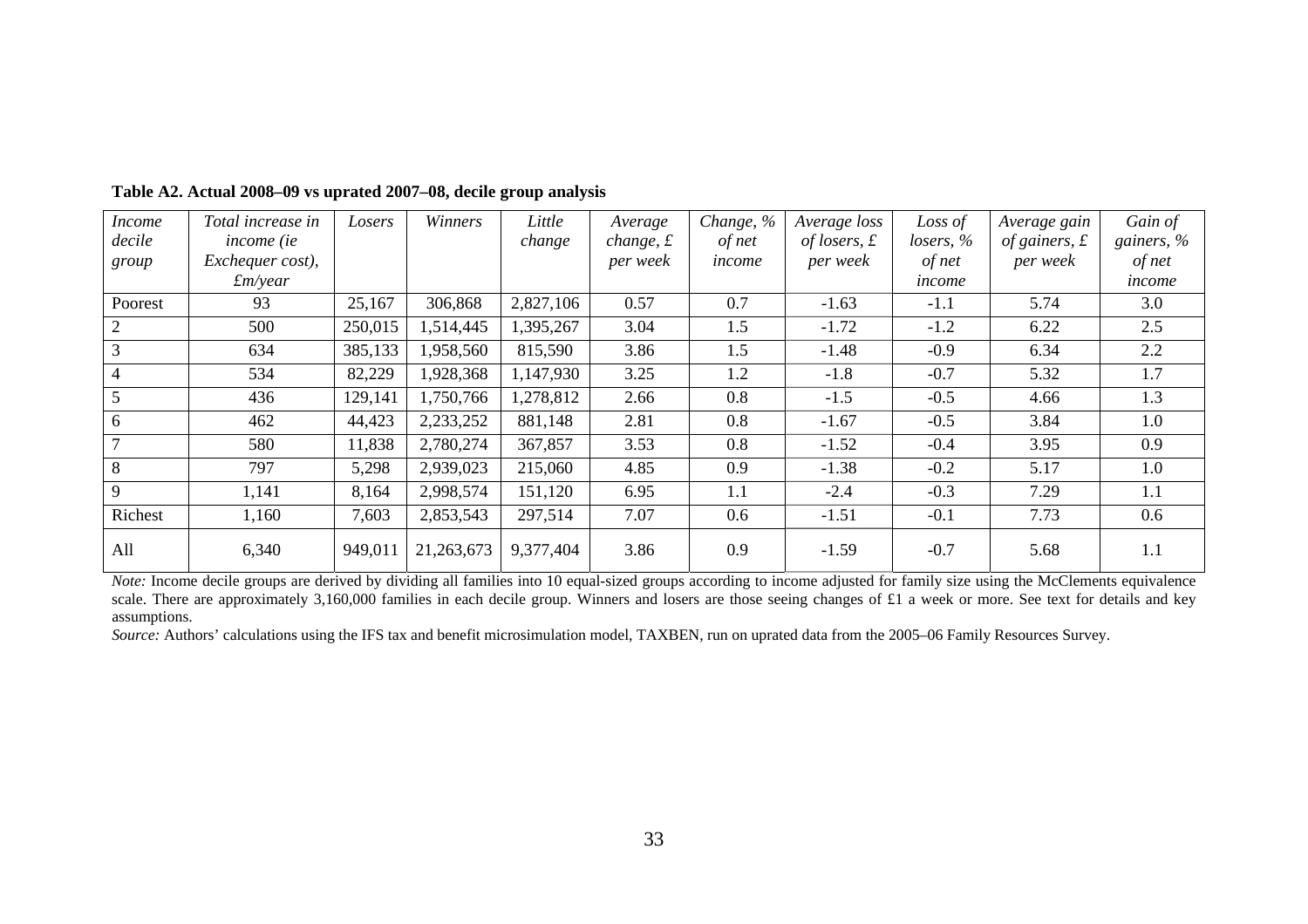**Table A2. Actual 2008–09 vs uprated 2007–08, decile group analysis**

| *Income decile group* | *Total increase in income (ie Exchequer cost), £m/year* | *Losers* | *Winners* | *Little change* | *Average change, £ per week* | *Change, % of net income* | *Average loss of losers, £ per week* | *Loss of losers, % of net income* | *Average gain of gainers, £ per week* | *Gain of gainers, % of net income* |
|---|---|---|---|---|---|---|---|---|---|---|
| Poorest | 93 | 25,167 | 306,868 | 2,827,106 | 0.57 | 0.7 | -1.63 | -1.1 | 5.74 | 3.0 |
| 2 | 500 | 250,015 | 1,514,445 | 1,395,267 | 3.04 | 1.5 | -1.72 | -1.2 | 6.22 | 2.5 |
| 3 | 634 | 385,133 | 1,958,560 | 815,590 | 3.86 | 1.5 | -1.48 | -0.9 | 6.34 | 2.2 |
| 4 | 534 | 82,229 | 1,928,368 | 1,147,930 | 3.25 | 1.2 | -1.8 | -0.7 | 5.32 | 1.7 |
| 5 | 436 | 129,141 | 1,750,766 | 1,278,812 | 2.66 | 0.8 | -1.5 | -0.5 | 4.66 | 1.3 |
| 6 | 462 | 44,423 | 2,233,252 | 881,148 | 2.81 | 0.8 | -1.67 | -0.5 | 3.84 | 1.0 |
| 7 | 580 | 11,838 | 2,780,274 | 367,857 | 3.53 | 0.8 | -1.52 | -0.4 | 3.95 | 0.9 |
| 8 | 797 | 5,298 | 2,939,023 | 215,060 | 4.85 | 0.9 | -1.38 | -0.2 | 5.17 | 1.0 |
| 9 | 1,141 | 8,164 | 2,998,574 | 151,120 | 6.95 | 1.1 | -2.4 | -0.3 | 7.29 | 1.1 |
| Richest | 1,160 | 7,603 | 2,853,543 | 297,514 | 7.07 | 0.6 | -1.51 | -0.1 | 7.73 | 0.6 |
| All | 6,340 | 949,011 | 21,263,673 | 9,377,404 | 3.86 | 0.9 | -1.59 | -0.7 | 5.68 | 1.1 |

*Note:* Income decile groups are derived by dividing all families into 10 equal-sized groups according to income adjusted for family size using the McClements equivalence scale. There are approximately 3,160,000 families in each decile group. Winners and losers are those seeing changes of £1 a week or more. See text for details and key assumptions.

*Source:* Authors' calculations using the IFS tax and benefit microsimulation model, TAXBEN, run on uprated data from the 2005–06 Family Resources Survey.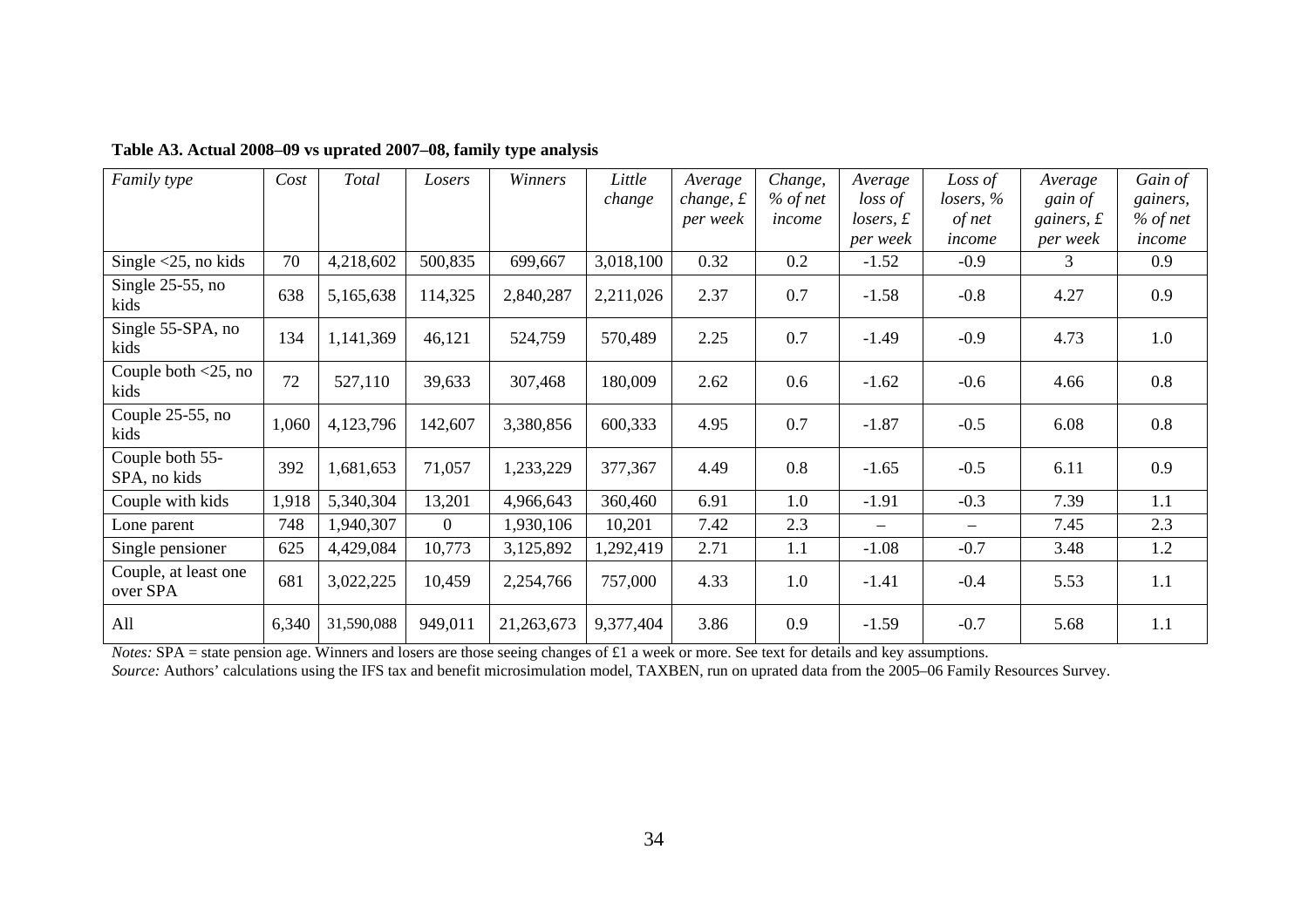**Table A3. Actual 2008–09 vs uprated 2007–08, family type analysis**

| *Family type* | *Cost* | *Total* | *Losers* | *Winners* | *Little change* | *Average change, £ per week* | *Change, % of net income* | *Average loss of losers, £ per week* | *Loss of losers, % of net income* | *Average gain of gainers, £ per week* | *Gain of gainers, % of net income* |
|---|---|---|---|---|---|---|---|---|---|---|---|
| Single <25, no kids | 70 | 4,218,602 | 500,835 | 699,667 | 3,018,100 | 0.32 | 0.2 | -1.52 | -0.9 | 3 | 0.9 |
| Single 25-55, no kids | 638 | 5,165,638 | 114,325 | 2,840,287 | 2,211,026 | 2.37 | 0.7 | -1.58 | -0.8 | 4.27 | 0.9 |
| Single 55-SPA, no kids | 134 | 1,141,369 | 46,121 | 524,759 | 570,489 | 2.25 | 0.7 | -1.49 | -0.9 | 4.73 | 1.0 |
| Couple both <25, no kids | 72 | 527,110 | 39,633 | 307,468 | 180,009 | 2.62 | 0.6 | -1.62 | -0.6 | 4.66 | 0.8 |
| Couple 25-55, no kids | 1,060 | 4,123,796 | 142,607 | 3,380,856 | 600,333 | 4.95 | 0.7 | -1.87 | -0.5 | 6.08 | 0.8 |
| Couple both 55-SPA, no kids | 392 | 1,681,653 | 71,057 | 1,233,229 | 377,367 | 4.49 | 0.8 | -1.65 | -0.5 | 6.11 | 0.9 |
| Couple with kids | 1,918 | 5,340,304 | 13,201 | 4,966,643 | 360,460 | 6.91 | 1.0 | -1.91 | -0.3 | 7.39 | 1.1 |
| Lone parent | 748 | 1,940,307 | 0 | 1,930,106 | 10,201 | 7.42 | 2.3 | – | – | 7.45 | 2.3 |
| Single pensioner | 625 | 4,429,084 | 10,773 | 3,125,892 | 1,292,419 | 2.71 | 1.1 | -1.08 | -0.7 | 3.48 | 1.2 |
| Couple, at least one over SPA | 681 | 3,022,225 | 10,459 | 2,254,766 | 757,000 | 4.33 | 1.0 | -1.41 | -0.4 | 5.53 | 1.1 |
| All | 6,340 | 31,590,088 | 949,011 | 21,263,673 | 9,377,404 | 3.86 | 0.9 | -1.59 | -0.7 | 5.68 | 1.1 |

*Notes:* SPA = state pension age. Winners and losers are those seeing changes of £1 a week or more. See text for details and key assumptions.
*Source:* Authors' calculations using the IFS tax and benefit microsimulation model, TAXBEN, run on uprated data from the 2005–06 Family Resources Survey.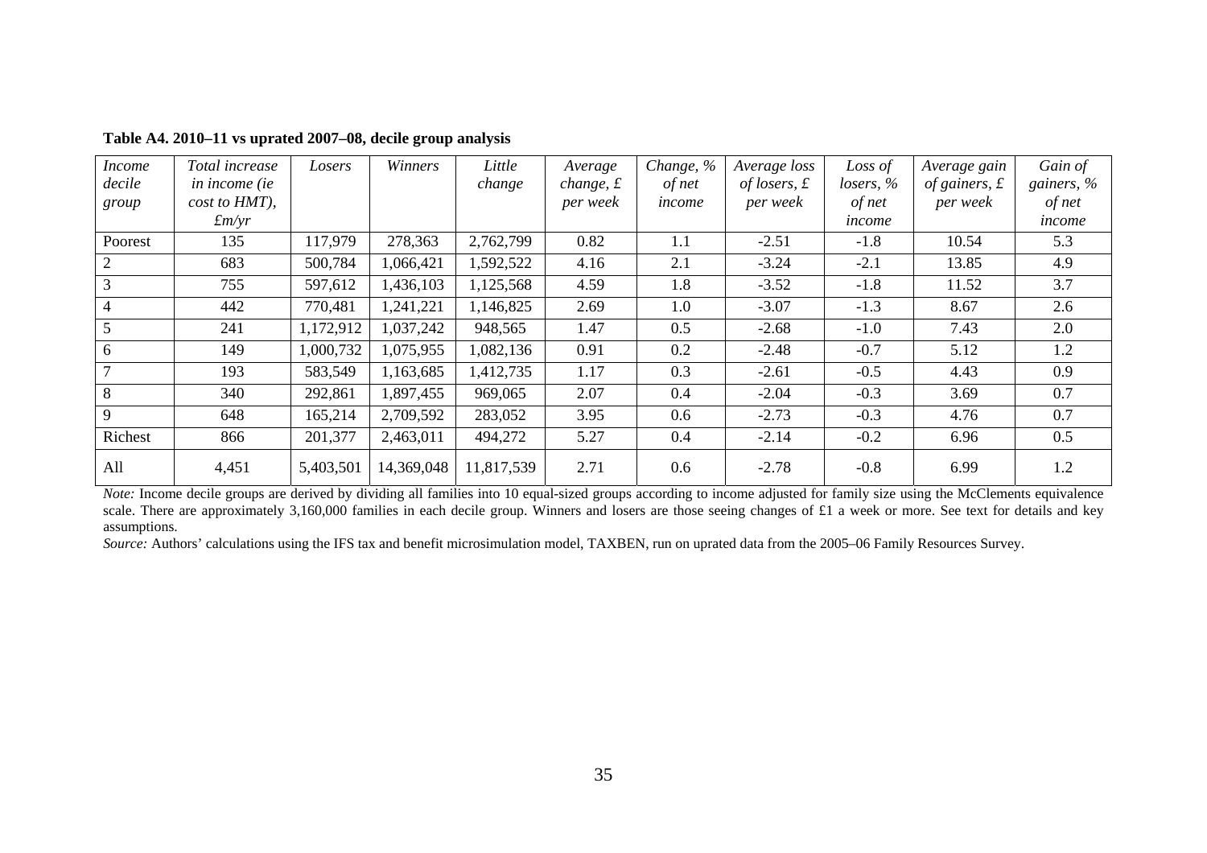**Table A4. 2010–11 vs uprated 2007–08, decile group analysis**

| *Income decile group* | *Total increase in income (ie cost to HMT), £m/yr* | *Losers* | *Winners* | *Little change* | *Average change, £ per week* | *Change, % of net income* | *Average loss of losers, £ per week* | *Loss of losers, % of net income* | *Average gain of gainers, £ per week* | *Gain of gainers, % of net income* |
|---|---|---|---|---|---|---|---|---|---|---|
| Poorest | 135 | 117,979 | 278,363 | 2,762,799 | 0.82 | 1.1 | -2.51 | -1.8 | 10.54 | 5.3 |
| 2 | 683 | 500,784 | 1,066,421 | 1,592,522 | 4.16 | 2.1 | -3.24 | -2.1 | 13.85 | 4.9 |
| 3 | 755 | 597,612 | 1,436,103 | 1,125,568 | 4.59 | 1.8 | -3.52 | -1.8 | 11.52 | 3.7 |
| 4 | 442 | 770,481 | 1,241,221 | 1,146,825 | 2.69 | 1.0 | -3.07 | -1.3 | 8.67 | 2.6 |
| 5 | 241 | 1,172,912 | 1,037,242 | 948,565 | 1.47 | 0.5 | -2.68 | -1.0 | 7.43 | 2.0 |
| 6 | 149 | 1,000,732 | 1,075,955 | 1,082,136 | 0.91 | 0.2 | -2.48 | -0.7 | 5.12 | 1.2 |
| 7 | 193 | 583,549 | 1,163,685 | 1,412,735 | 1.17 | 0.3 | -2.61 | -0.5 | 4.43 | 0.9 |
| 8 | 340 | 292,861 | 1,897,455 | 969,065 | 2.07 | 0.4 | -2.04 | -0.3 | 3.69 | 0.7 |
| 9 | 648 | 165,214 | 2,709,592 | 283,052 | 3.95 | 0.6 | -2.73 | -0.3 | 4.76 | 0.7 |
| Richest | 866 | 201,377 | 2,463,011 | 494,272 | 5.27 | 0.4 | -2.14 | -0.2 | 6.96 | 0.5 |
| All | 4,451 | 5,403,501 | 14,369,048 | 11,817,539 | 2.71 | 0.6 | -2.78 | -0.8 | 6.99 | 1.2 |

*Note:* Income decile groups are derived by dividing all families into 10 equal-sized groups according to income adjusted for family size using the McClements equivalence scale. There are approximately 3,160,000 families in each decile group. Winners and losers are those seeing changes of £1 a week or more. See text for details and key assumptions.

*Source:* Authors' calculations using the IFS tax and benefit microsimulation model, TAXBEN, run on uprated data from the 2005–06 Family Resources Survey.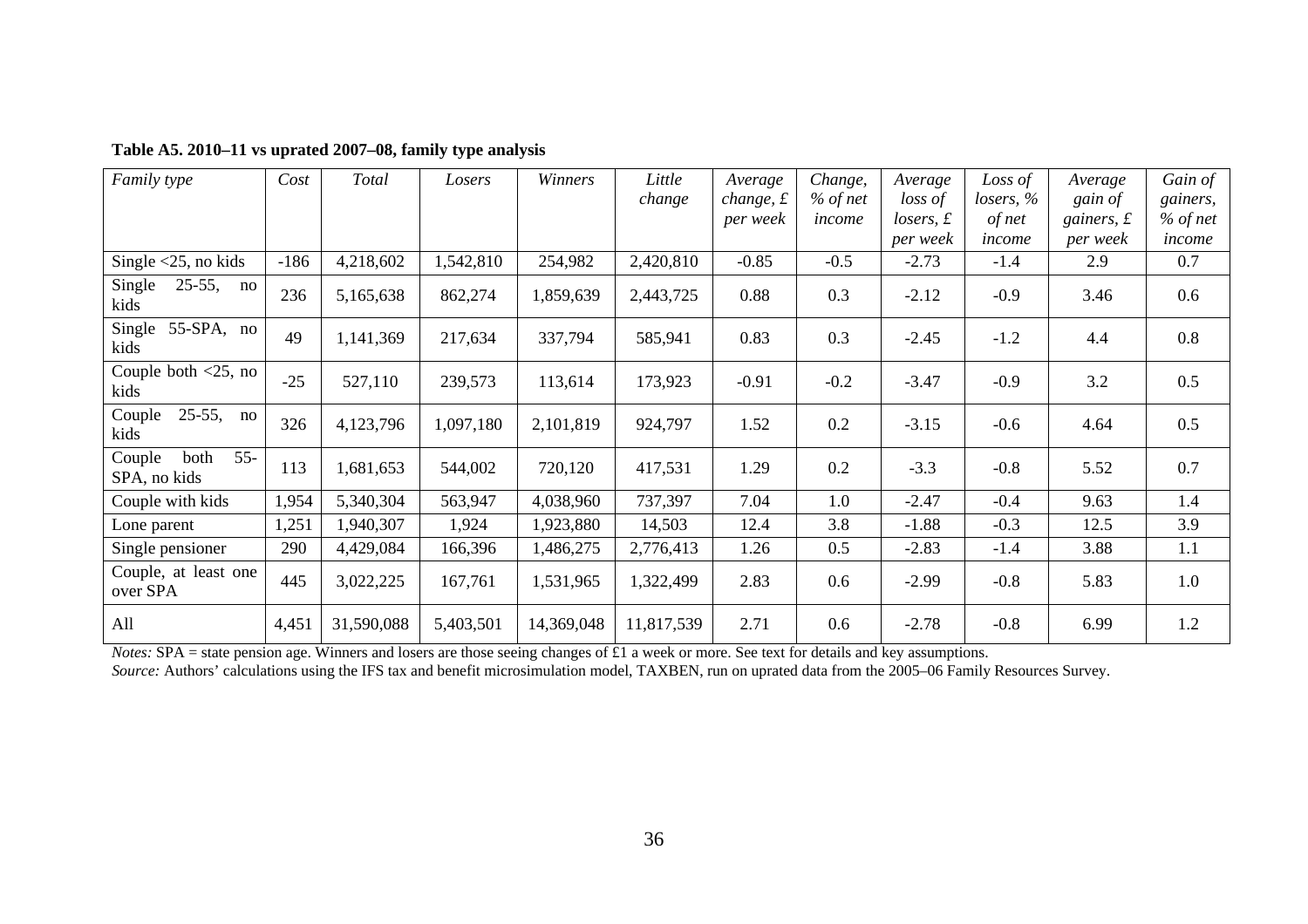**Table A5. 2010–11 vs uprated 2007–08, family type analysis**

| *Family type* | *Cost* | *Total* | *Losers* | *Winners* | *Little change* | *Average change, £ per week* | *Change, % of net income* | *Average loss of losers, £ per week* | *Loss of losers, % of net income* | *Average gain of gainers, £ per week* | *Gain of gainers, % of net income* |
|---|---|---|---|---|---|---|---|---|---|---|---|
| Single <25, no kids | -186 | 4,218,602 | 1,542,810 | 254,982 | 2,420,810 | -0.85 | -0.5 | -2.73 | -1.4 | 2.9 | 0.7 |
| Single 25-55, no kids | 236 | 5,165,638 | 862,274 | 1,859,639 | 2,443,725 | 0.88 | 0.3 | -2.12 | -0.9 | 3.46 | 0.6 |
| Single 55-SPA, no kids | 49 | 1,141,369 | 217,634 | 337,794 | 585,941 | 0.83 | 0.3 | -2.45 | -1.2 | 4.4 | 0.8 |
| Couple both <25, no kids | -25 | 527,110 | 239,573 | 113,614 | 173,923 | -0.91 | -0.2 | -3.47 | -0.9 | 3.2 | 0.5 |
| Couple 25-55, no kids | 326 | 4,123,796 | 1,097,180 | 2,101,819 | 924,797 | 1.52 | 0.2 | -3.15 | -0.6 | 4.64 | 0.5 |
| Couple both 55-SPA, no kids | 113 | 1,681,653 | 544,002 | 720,120 | 417,531 | 1.29 | 0.2 | -3.3 | -0.8 | 5.52 | 0.7 |
| Couple with kids | 1,954 | 5,340,304 | 563,947 | 4,038,960 | 737,397 | 7.04 | 1.0 | -2.47 | -0.4 | 9.63 | 1.4 |
| Lone parent | 1,251 | 1,940,307 | 1,924 | 1,923,880 | 14,503 | 12.4 | 3.8 | -1.88 | -0.3 | 12.5 | 3.9 |
| Single pensioner | 290 | 4,429,084 | 166,396 | 1,486,275 | 2,776,413 | 1.26 | 0.5 | -2.83 | -1.4 | 3.88 | 1.1 |
| Couple, at least one over SPA | 445 | 3,022,225 | 167,761 | 1,531,965 | 1,322,499 | 2.83 | 0.6 | -2.99 | -0.8 | 5.83 | 1.0 |
| All | 4,451 | 31,590,088 | 5,403,501 | 14,369,048 | 11,817,539 | 2.71 | 0.6 | -2.78 | -0.8 | 6.99 | 1.2 |

*Notes:* SPA = state pension age. Winners and losers are those seeing changes of £1 a week or more. See text for details and key assumptions.
*Source:* Authors' calculations using the IFS tax and benefit microsimulation model, TAXBEN, run on uprated data from the 2005–06 Family Resources Survey.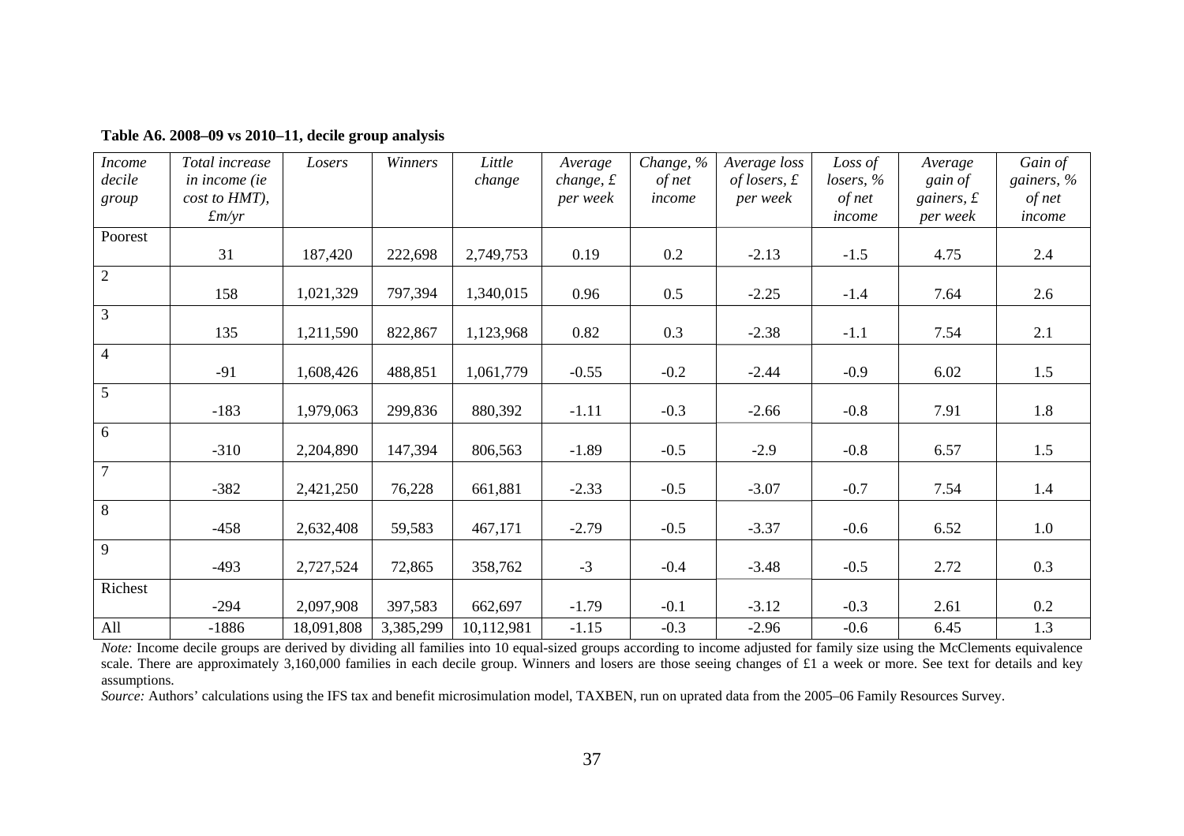**Table A6. 2008–09 vs 2010–11, decile group analysis**

| *Income decile group* | *Total increase in income (ie cost to HMT), £m/yr* | *Losers* | *Winners* | *Little change* | *Average change, £ per week* | *Change, % of net income* | *Average loss of losers, £ per week* | *Loss of losers, % of net income* | *Average gain of gainers, £ per week* | *Gain of gainers, % of net income* |
|---|---|---|---|---|---|---|---|---|---|---|
| Poorest | 31 | 187,420 | 222,698 | 2,749,753 | 0.19 | 0.2 | -2.13 | -1.5 | 4.75 | 2.4 |
| 2 | 158 | 1,021,329 | 797,394 | 1,340,015 | 0.96 | 0.5 | -2.25 | -1.4 | 7.64 | 2.6 |
| 3 | 135 | 1,211,590 | 822,867 | 1,123,968 | 0.82 | 0.3 | -2.38 | -1.1 | 7.54 | 2.1 |
| 4 | -91 | 1,608,426 | 488,851 | 1,061,779 | -0.55 | -0.2 | -2.44 | -0.9 | 6.02 | 1.5 |
| 5 | -183 | 1,979,063 | 299,836 | 880,392 | -1.11 | -0.3 | -2.66 | -0.8 | 7.91 | 1.8 |
| 6 | -310 | 2,204,890 | 147,394 | 806,563 | -1.89 | -0.5 | -2.9 | -0.8 | 6.57 | 1.5 |
| 7 | -382 | 2,421,250 | 76,228 | 661,881 | -2.33 | -0.5 | -3.07 | -0.7 | 7.54 | 1.4 |
| 8 | -458 | 2,632,408 | 59,583 | 467,171 | -2.79 | -0.5 | -3.37 | -0.6 | 6.52 | 1.0 |
| 9 | -493 | 2,727,524 | 72,865 | 358,762 | -3 | -0.4 | -3.48 | -0.5 | 2.72 | 0.3 |
| Richest | -294 | 2,097,908 | 397,583 | 662,697 | -1.79 | -0.1 | -3.12 | -0.3 | 2.61 | 0.2 |
| All | -1886 | 18,091,808 | 3,385,299 | 10,112,981 | -1.15 | -0.3 | -2.96 | -0.6 | 6.45 | 1.3 |

*Note:* Income decile groups are derived by dividing all families into 10 equal-sized groups according to income adjusted for family size using the McClements equivalence scale. There are approximately 3,160,000 families in each decile group. Winners and losers are those seeing changes of £1 a week or more. See text for details and key assumptions.

*Source:* Authors' calculations using the IFS tax and benefit microsimulation model, TAXBEN, run on uprated data from the 2005–06 Family Resources Survey.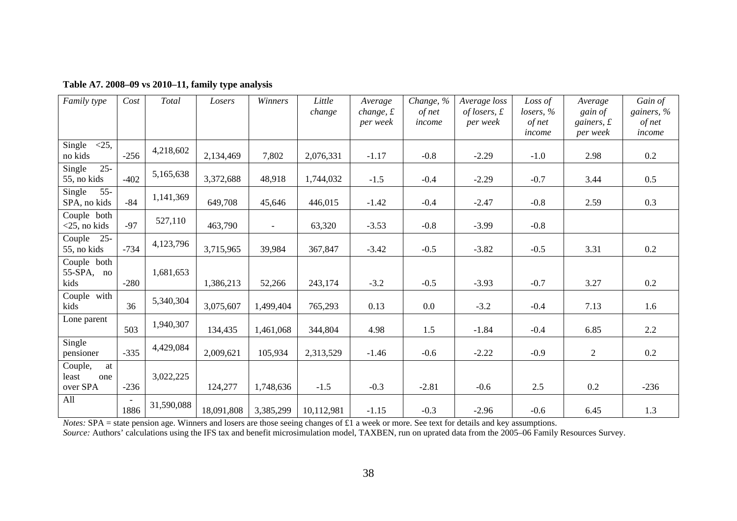**Table A7. 2008–09 vs 2010–11, family type analysis**

| *Family type* | *Cost* | *Total* | *Losers* | *Winners* | *Little change* | *Average change, £ per week* | *Change, % of net income* | *Average loss of losers, £ per week* | *Loss of losers, % of net income* | *Average gain of gainers, £ per week* | *Gain of gainers, % of net income* |
|---|---|---|---|---|---|---|---|---|---|---|---|
| Single <25, no kids | -256 | 4,218,602 | 2,134,469 | 7,802 | 2,076,331 | -1.17 | -0.8 | -2.29 | -1.0 | 2.98 | 0.2 |
| Single 25-55, no kids | -402 | 5,165,638 | 3,372,688 | 48,918 | 1,744,032 | -1.5 | -0.4 | -2.29 | -0.7 | 3.44 | 0.5 |
| Single 55-SPA, no kids | -84 | 1,141,369 | 649,708 | 45,646 | 446,015 | -1.42 | -0.4 | -2.47 | -0.8 | 2.59 | 0.3 |
| Couple both <25, no kids | -97 | 527,110 | 463,790 | - | 63,320 | -3.53 | -0.8 | -3.99 | -0.8 | | |
| Couple 25-55, no kids | -734 | 4,123,796 | 3,715,965 | 39,984 | 367,847 | -3.42 | -0.5 | -3.82 | -0.5 | 3.31 | 0.2 |
| Couple both 55-SPA, no kids | -280 | 1,681,653 | 1,386,213 | 52,266 | 243,174 | -3.2 | -0.5 | -3.93 | -0.7 | 3.27 | 0.2 |
| Couple with kids | 36 | 5,340,304 | 3,075,607 | 1,499,404 | 765,293 | 0.13 | 0.0 | -3.2 | -0.4 | 7.13 | 1.6 |
| Lone parent | 503 | 1,940,307 | 134,435 | 1,461,068 | 344,804 | 4.98 | 1.5 | -1.84 | -0.4 | 6.85 | 2.2 |
| Single pensioner | -335 | 4,429,084 | 2,009,621 | 105,934 | 2,313,529 | -1.46 | -0.6 | -2.22 | -0.9 | 2 | 0.2 |
| Couple, at least one over SPA | -236 | 3,022,225 | 124,277 | 1,748,636 | -1.5 | -0.3 | -2.81 | -0.6 | 2.5 | 0.2 | -236 |
| All | -1886 | 31,590,088 | 18,091,808 | 3,385,299 | 10,112,981 | -1.15 | -0.3 | -2.96 | -0.6 | 6.45 | 1.3 |

*Notes:* SPA = state pension age. Winners and losers are those seeing changes of £1 a week or more. See text for details and key assumptions.
*Source:* Authors' calculations using the IFS tax and benefit microsimulation model, TAXBEN, run on uprated data from the 2005–06 Family Resources Survey.